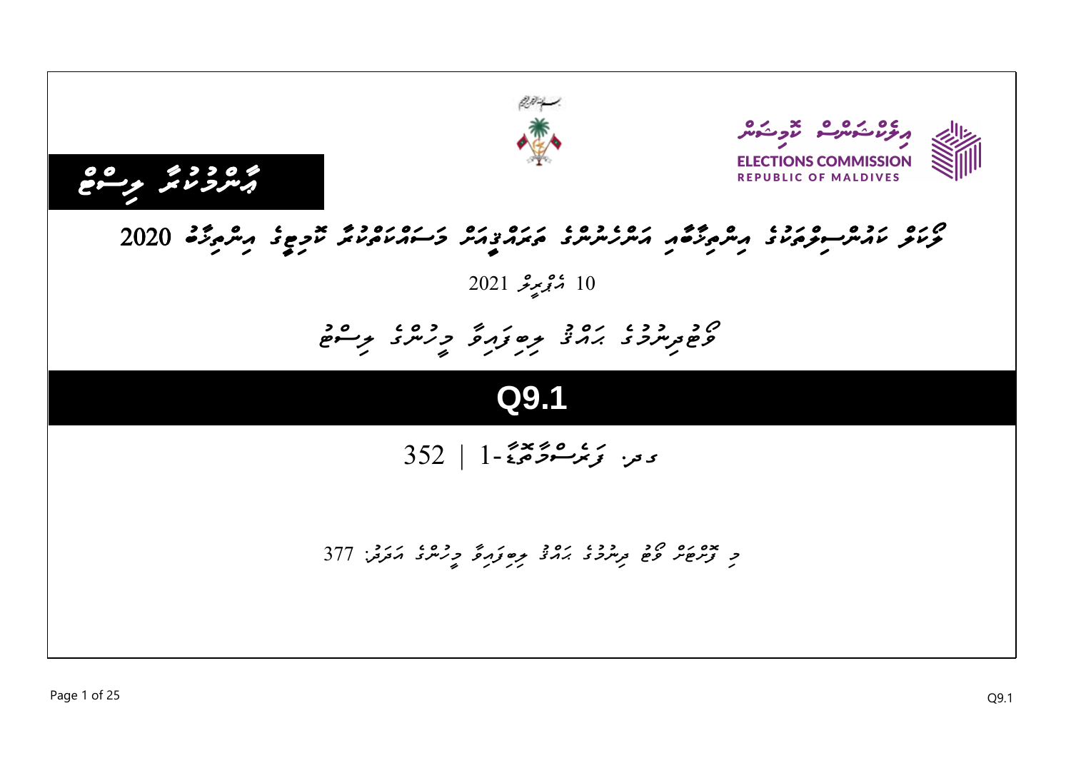އިލެކްޝަންސް ކޮމިޝަން

ELECTIONS COMMISSION
REPUBLIC OF MALDIVES

އާންމުކުރާ ލިސްޓު

# ލޯކަލް ކައުންސިލްތަކުގެ އިންތިޚާބާއި އަންހެނުންގެ ތަރައްޤީއަށް މަސައްކަތްކުރާ ކޮމިޓީގެ އިންތިޚާބު 2020

10 އެޕްރީލް 2021

## ވޯޓުދިނުމުގެ ޙައްޤު ލިބިފައިވާ މީހުންގެ ލިސްޓު

# Q9.1

ގދ. ފަރެސްމާތޮޑާ-1 | 352

މި ފޮށްޓަށް ވޯޓު ދިނުމުގެ ޙައްޤު ލިބިފައިވާ މީހުންގެ އަދަދު: 377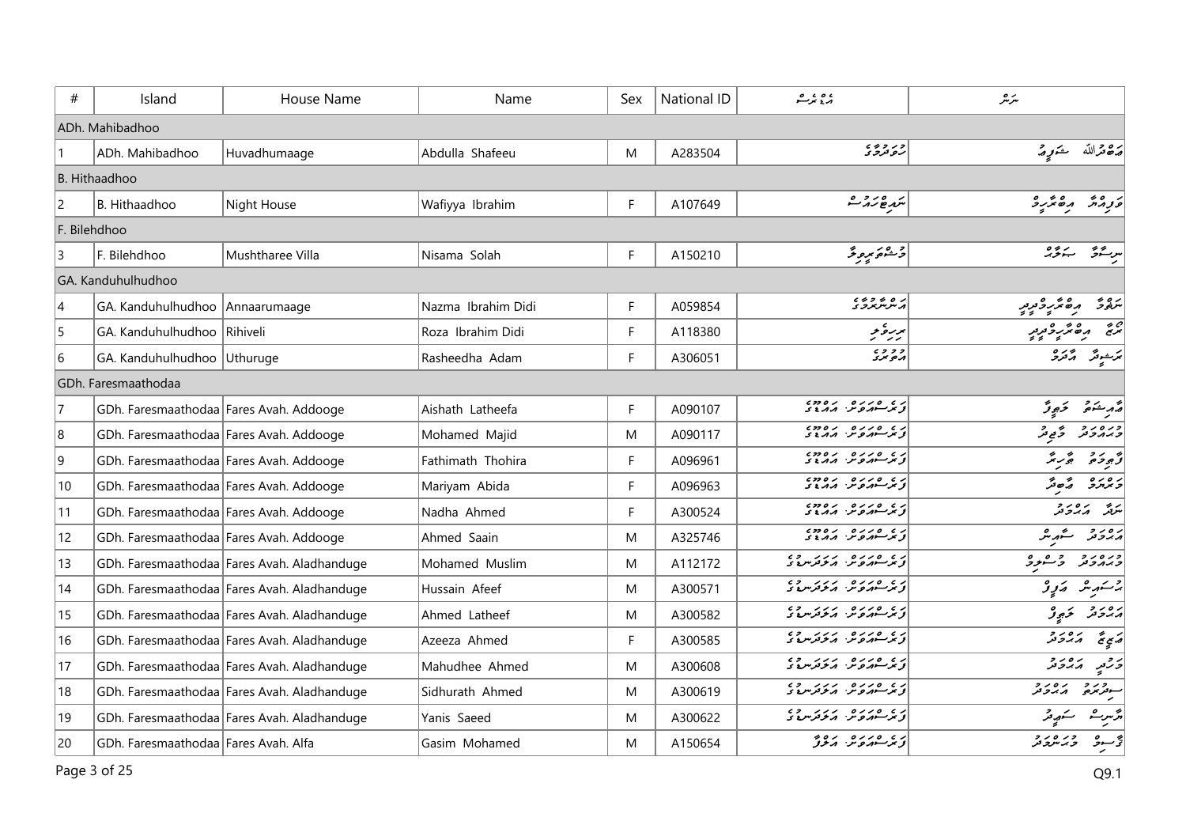| # | Island | House Name | Name | Sex | National ID | ދެ ރަށް | ނަން |
|---|---|---|---|---|---|---|---|
| ADh. Mahibadhoo | | | | | | | |
| 1 | ADh. Mahibadhoo | Huvadhumaage | Abdulla Shafeeu | M | A283504 | ހުވަދުމާގެ | އަބްދުﷲ ޝަފީޢު |
| B. Hithaadhoo | | | | | | | |
| 2 | B. Hithaadhoo | Night House | Wafiyya Ibrahim | F | A107649 | ނައިޓްހައުސް | ވަފިއްޔާ އިބްރާހީމް |
| F. Bilehdhoo | | | | | | | |
| 3 | F. Bilehdhoo | Mushtharee Villa | Nisama Solah | F | A150210 | މުޝްތަރީވިލާ | ނިސާމާ ސަލާހް |
| GA. Kanduhulhudhoo | | | | | | | |
| 4 | GA. Kanduhulhudhoo | Annaarumaage | Nazma Ibrahim Didi | F | A059854 | އަންނާރުމާގެ | ނަޒްމާ އިބްރާހީމްދީދީ |
| 5 | GA. Kanduhulhudhoo | Rihiveli | Roza Ibrahim Didi | F | A118380 | ރިހިވެލި | ރޯޒާ އިބްރާހީމްދީދީ |
| 6 | GA. Kanduhulhudhoo | Uthuruge | Rasheedha Adam | F | A306051 | އުތުރުގެ | ރަޝީދާ އާދަމް |
| GDh. Faresmaathodaa | | | | | | | |
| 7 | GDh. Faresmaathodaa | Fares Avah. Addooge | Aishath Latheefa | F | A090107 | ފަރެސްއަވަހ. އައްޑޫގެ | އާއިޝަތު ލަތީފާ |
| 8 | GDh. Faresmaathodaa | Fares Avah. Addooge | Mohamed Majid | M | A090117 | ފަރެސްއަވަހ. އައްޑޫގެ | މުހައްމަދު މާޖިދު |
| 9 | GDh. Faresmaathodaa | Fares Avah. Addooge | Fathimath Thohira | F | A096961 | ފަރެސްއަވަހ. އައްޑޫގެ | ފާތިމަތު ތާހިރާ |
| 10 | GDh. Faresmaathodaa | Fares Avah. Addooge | Mariyam Abida | F | A096963 | ފަރެސްއަވަހ. އައްޑޫގެ | މަރިޔަމް އާބިދާ |
| 11 | GDh. Faresmaathodaa | Fares Avah. Addooge | Nadha Ahmed | F | A300524 | ފަރެސްއަވަހ. އައްޑޫގެ | ނަދާ އަހްމަދު |
| 12 | GDh. Faresmaathodaa | Fares Avah. Addooge | Ahmed Saain | M | A325746 | ފަރެސްއަވަހ. އައްޑޫގެ | އަހްމަދު ސާއިން |
| 13 | GDh. Faresmaathodaa | Fares Avah. Aladhanduge | Mohamed Muslim | M | A112172 | ފަރެސްއަވަހ. އަލަދަނދުގެ | މުހައްމަދު މުސްލިމް |
| 14 | GDh. Faresmaathodaa | Fares Avah. Aladhanduge | Hussain Afeef | M | A300571 | ފަރެސްއަވަހ. އަލަދަނދުގެ | ހުސައިން އަފީފު |
| 15 | GDh. Faresmaathodaa | Fares Avah. Aladhanduge | Ahmed Latheef | M | A300582 | ފަރެސްއަވަހ. އަލަދަނދުގެ | އަހްމަދު ލަތީފު |
| 16 | GDh. Faresmaathodaa | Fares Avah. Aladhanduge | Azeeza Ahmed | F | A300585 | ފަރެސްއަވަހ. އަލަދަނދުގެ | އަޒީޒާ އަހްމަދު |
| 17 | GDh. Faresmaathodaa | Fares Avah. Aladhanduge | Mahudhee Ahmed | M | A300608 | ފަރެސްއަވަހ. އަލަދަނދުގެ | މަހުދީ އަހްމަދު |
| 18 | GDh. Faresmaathodaa | Fares Avah. Aladhanduge | Sidhurath Ahmed | M | A300619 | ފަރެސްއަވަހ. އަލަދަނދުގެ | ސިދުރަތު އަހްމަދު |
| 19 | GDh. Faresmaathodaa | Fares Avah. Aladhanduge | Yanis Saeed | M | A300622 | ފަރެސްއަވަހ. އަލަދަނދުގެ | ޔާނިސް ސަޢީދު |
| 20 | GDh. Faresmaathodaa | Fares Avah. Alfa | Gasim Mohamed | M | A150654 | ފަރެސްއަވަހ. އަލްފާ | ޤާސިމް މުހައްމަދު |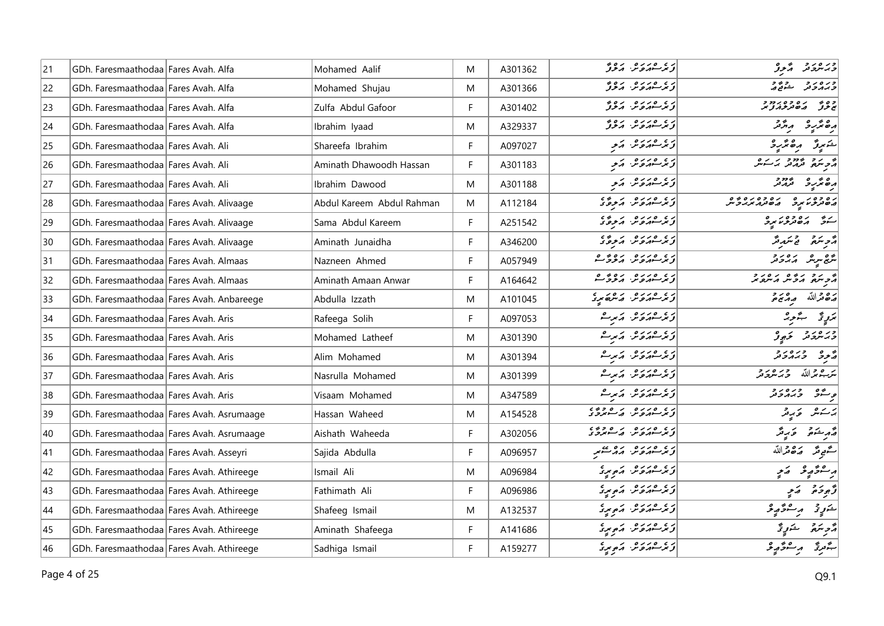| 21 | GDh. Faresmaathodaa | Fares Avah. Alfa | Mohamed Aalif | M | A301362 | ފަރެސްމާތޮޑާ، އަލްފާ | މުހައްމަދު އާލިފް |
|---|---|---|---|---|---|---|---|
| 22 | GDh. Faresmaathodaa | Fares Avah. Alfa | Mohamed Shujau | M | A301366 | ފަރެސްމާތޮޑާ، އަލްފާ | މުހައްމަދު ޝުޖާޢު |
| 23 | GDh. Faresmaathodaa | Fares Avah. Alfa | Zulfa Abdul Gafoor | F | A301402 | ފަރެސްމާތޮޑާ، އަލްފާ | ޒުލްފާ އަބްދުލްޣަފޫރު |
| 24 | GDh. Faresmaathodaa | Fares Avah. Alfa | Ibrahim Iyaad | M | A329337 | ފަރެސްމާތޮޑާ، އަލްފާ | އިބްރާހީމް އިޔާދު |
| 25 | GDh. Faresmaathodaa | Fares Avah. Ali | Shareefa Ibrahim | F | A097027 | ފަރެސްމާތޮޑާ، އަލި | ޝަރީފާ އިބްރާހީމް |
| 26 | GDh. Faresmaathodaa | Fares Avah. Ali | Aminath Dhawoodh Hassan | F | A301183 | ފަރެސްމާތޮޑާ، އަލި | އާމިނަތު ދާއޫދު ހަސަން |
| 27 | GDh. Faresmaathodaa | Fares Avah. Ali | Ibrahim Dawood | M | A301188 | ފަރެސްމާތޮޑާ، އަލި | އިބްރާހީމް ދާއޫދު |
| 28 | GDh. Faresmaathodaa | Fares Avah. Alivaage | Abdul Kareem Abdul Rahman | M | A112184 | ފަރެސްމާތޮޑާ، އަލިވާގެ | އަބްދުލްކަރީމް އަބްދުއްރަޙްމާން |
| 29 | GDh. Faresmaathodaa | Fares Avah. Alivaage | Sama Abdul Kareem | F | A251542 | ފަރެސްމާތޮޑާ، އަލިވާގެ | ސަމާ އަބްދުލްކަރީމް |
| 30 | GDh. Faresmaathodaa | Fares Avah. Alivaage | Aminath Junaidha | F | A346200 | ފަރެސްމާތޮޑާ، އަލިވާގެ | އާމިނަތު ޖުނައިދާ |
| 31 | GDh. Faresmaathodaa | Fares Avah. Almaas | Nazneen Ahmed | F | A057949 | ފަރެސްމާތޮޑާ، އަލްމާސް | ނާޒްނީން އަޙްމަދު |
| 32 | GDh. Faresmaathodaa | Fares Avah. Almaas | Aminath Amaan Anwar | F | A164642 | ފަރެސްމާތޮޑާ، އަލްމާސް | އާމިނަތު އަމާން އަންވަރު |
| 33 | GDh. Faresmaathodaa | Fares Avah. Anbareege | Abdulla Izzath | M | A101045 | ފަރެސްމާތޮޑާ، އަންބަރީގެ | އަބްދުﷲ އިއްޒަތު |
| 34 | GDh. Faresmaathodaa | Fares Avah. Aris | Rafeega Solih | F | A097053 | ފަރެސްމާތޮޑާ، އަރިސް | ރަފީޤާ ސާލިހް |
| 35 | GDh. Faresmaathodaa | Fares Avah. Aris | Mohamed Latheef | M | A301390 | ފަރެސްމާތޮޑާ، އަރިސް | މުހަންމަދު ލަތީފް |
| 36 | GDh. Faresmaathodaa | Fares Avah. Aris | Alim Mohamed | M | A301394 | ފަރެސްމާތޮޑާ، އަރިސް | އާލިމް މުހައްމަދު |
| 37 | GDh. Faresmaathodaa | Fares Avah. Aris | Nasrulla Mohamed | M | A301399 | ފަރެސްމާތޮޑާ، އަރިސް | ނަސްރުﷲ މުހަންމަދު |
| 38 | GDh. Faresmaathodaa | Fares Avah. Aris | Visaam Mohamed | M | A347589 | ފަރެސްމާތޮޑާ، އަރިސް | ވިސާމް މުހައްމަދު |
| 39 | GDh. Faresmaathodaa | Fares Avah. Asrumaage | Hassan Waheed | M | A154528 | ފަރެސްމާތޮޑާ، އަސްރުމާގެ | ހަސަން ވަހީދު |
| 40 | GDh. Faresmaathodaa | Fares Avah. Asrumaage | Aishath Waheeda | F | A302056 | ފަރެސްމާތޮޑާ، އަސްރުމާގެ | އައިޝަތު ވަހީދާ |
| 41 | GDh. Faresmaathodaa | Fares Avah. Asseyri | Sajida Abdulla | F | A096957 | ފަރެސްމާތޮޑާ، އައްސޭރި | ސާޖިދާ އަބްދުﷲ |
| 42 | GDh. Faresmaathodaa | Fares Avah. Athireege | Ismail Ali | M | A096984 | ފަރެސްމާތޮޑާ، އަތިރީގެ | އިސްމާއިލް އަލި |
| 43 | GDh. Faresmaathodaa | Fares Avah. Athireege | Fathimath Ali | F | A096986 | ފަރެސްމާތޮޑާ، އަތިރީގެ | ފާތިމަތު އަލި |
| 44 | GDh. Faresmaathodaa | Fares Avah. Athireege | Shafeeg Ismail | M | A132537 | ފަރެސްމާތޮޑާ، އަތިރީގެ | ޝަފީޤު އިސްމާއިލް |
| 45 | GDh. Faresmaathodaa | Fares Avah. Athireege | Aminath Shafeega | F | A141686 | ފަރެސްމާތޮޑާ، އަތިރީގެ | އާމިނަތު ޝަފީޤާ |
| 46 | GDh. Faresmaathodaa | Fares Avah. Athireege | Sadhiga Ismail | F | A159277 | ފަރެސްމާތޮޑާ، އަތިރީގެ | ސާދިޤާ އިސްމާއިލް |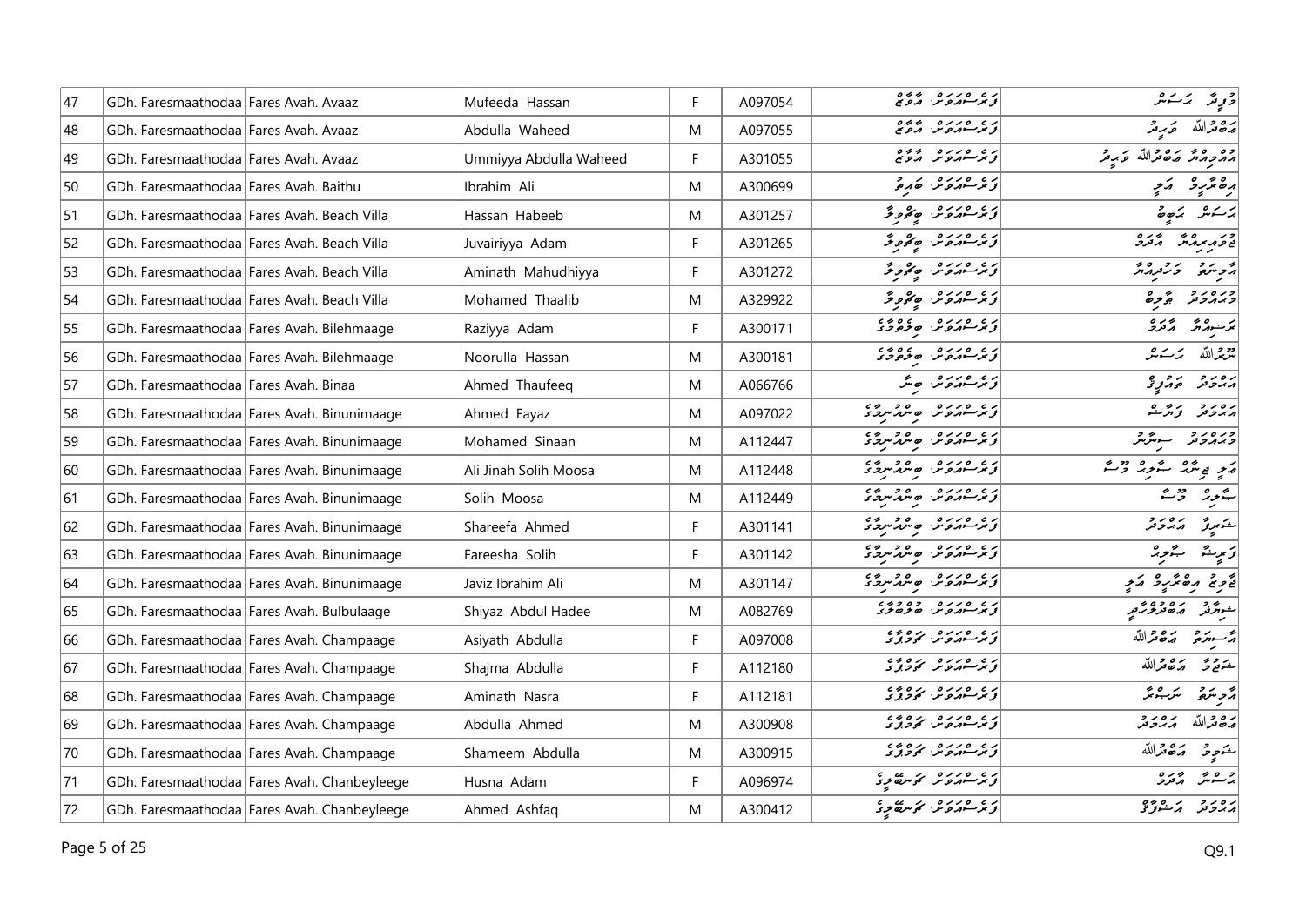| 47 | GDh. Faresmaathodaa | Fares Avah. Avaaz | Mufeeda Hassan | F | A097054 | ފަރެސްމާތޮޑާ، އަވާޒު | މުފީދާ ހަސަން |
|---|---|---|---|---|---|---|---|
| 48 | GDh. Faresmaathodaa | Fares Avah. Avaaz | Abdulla Waheed | M | A097055 | ފަރެސްމާތޮޑާ، އަވާޒު | އަބްދުﷲ ވަޙީދު |
| 49 | GDh. Faresmaathodaa | Fares Avah. Avaaz | Ummiyya Abdulla Waheed | F | A301055 | ފަރެސްމާތޮޑާ، އަވާޒު | އުއްމިއްޔާ އަބްދުﷲ ވަޙީދު |
| 50 | GDh. Faresmaathodaa | Fares Avah. Baithu | Ibrahim Ali | M | A300699 | ފަރެސްމާތޮޑާ، ބައިތު | އިބްރާހީމް އަލީ |
| 51 | GDh. Faresmaathodaa | Fares Avah. Beach Villa | Hassan Habeeb | M | A301257 | ފަރެސްމާތޮޑާ، ބީޗްވިލާ | ހަސަން ހަބީބު |
| 52 | GDh. Faresmaathodaa | Fares Avah. Beach Villa | Juvairiyya Adam | F | A301265 | ފަރެސްމާތޮޑާ، ބީޗްވިލާ | ޖުވައިރިއްޔާ އާދަމް |
| 53 | GDh. Faresmaathodaa | Fares Avah. Beach Villa | Aminath Mahudhiyya | F | A301272 | ފަރެސްމާތޮޑާ، ބީޗްވިލާ | އާމިނަތު މަހުދިއްޔާ |
| 54 | GDh. Faresmaathodaa | Fares Avah. Beach Villa | Mohamed Thaalib | M | A329922 | ފަރެސްމާތޮޑާ، ބީޗްވިލާ | މުޙައްމަދު ޠާލިބު |
| 55 | GDh. Faresmaathodaa | Fares Avah. Bilehmaage | Raziyya Adam | F | A300171 | ފަރެސްމާތޮޑާ، ބިލެހުމާގެ | ރަޟިއްޔާ އާދަމް |
| 56 | GDh. Faresmaathodaa | Fares Avah. Bilehmaage | Noorulla Hassan | M | A300181 | ފަރެސްމާތޮޑާ، ބިލެހުމާގެ | ނޫރުﷲ ހަސަން |
| 57 | GDh. Faresmaathodaa | Fares Avah. Binaa | Ahmed Thaufeeq | M | A066766 | ފަރެސްމާތޮޑާ، ބިނާ | އަޙްމަދު ތައުފީޤު |
| 58 | GDh. Faresmaathodaa | Fares Avah. Binunimaage | Ahmed Fayaz | M | A097022 | ފަރެސްމާތޮޑާ، ބިނުނިމާގެ | އަޙްމަދު ފައްޔާޒު |
| 59 | GDh. Faresmaathodaa | Fares Avah. Binunimaage | Mohamed Sinaan | M | A112447 | ފަރެސްމާތޮޑާ، ބިނުނިމާގެ | މުޙައްމަދު ސިނާން |
| 60 | GDh. Faresmaathodaa | Fares Avah. Binunimaage | Ali Jinah Solih Moosa | M | A112448 | ފަރެސްމާތޮޑާ، ބިނުނިމާގެ | އަލީ ޖިނާހް ޞާލިހު މޫސާ |
| 61 | GDh. Faresmaathodaa | Fares Avah. Binunimaage | Solih Moosa | M | A112449 | ފަރެސްމާތޮޑާ، ބިނުނިމާގެ | ޞާލިހު މޫސާ |
| 62 | GDh. Faresmaathodaa | Fares Avah. Binunimaage | Shareefa Ahmed | F | A301141 | ފަރެސްމާތޮޑާ، ބިނުނިމާގެ | ޝަރީފާ އަޙްމަދު |
| 63 | GDh. Faresmaathodaa | Fares Avah. Binunimaage | Fareesha Solih | F | A301142 | ފަރެސްމާތޮޑާ، ބިނުނިމާގެ | ފަރީޝާ ޞާލިހު |
| 64 | GDh. Faresmaathodaa | Fares Avah. Binunimaage | Javiz Ibrahim Ali | M | A301147 | ފަރެސްމާތޮޑާ، ބިނުނިމާގެ | ޖާވިޒް އިބްރާހީމް އަލީ |
| 65 | GDh. Faresmaathodaa | Fares Avah. Bulbulaage | Shiyaz Abdul Hadee | M | A082769 | ފަރެސްމާތޮޑާ، ބުލްބުލާގެ | ޝިޔާޒު އަބްދުލްހާދީ |
| 66 | GDh. Faresmaathodaa | Fares Avah. Champaage | Asiyath Abdulla | F | A097008 | ފަރެސްމާތޮޑާ، ޗަމްޕާގެ | އާސިޔަތު އަބްދުﷲ |
| 67 | GDh. Faresmaathodaa | Fares Avah. Champaage | Shajma Abdulla | F | A112180 | ފަރެސްމާތޮޑާ، ޗަމްޕާގެ | ޝަޖްމާ އަބްދުﷲ |
| 68 | GDh. Faresmaathodaa | Fares Avah. Champaage | Aminath Nasra | F | A112181 | ފަރެސްމާތޮޑާ، ޗަމްޕާގެ | އާމިނަތު ނަސްރާ |
| 69 | GDh. Faresmaathodaa | Fares Avah. Champaage | Abdulla Ahmed | M | A300908 | ފަރެސްމާތޮޑާ، ޗަމްޕާގެ | އަބްދުﷲ އަޙްމަދު |
| 70 | GDh. Faresmaathodaa | Fares Avah. Champaage | Shameem Abdulla | M | A300915 | ފަރެސްމާތޮޑާ، ޗަމްޕާގެ | ޝަމީމް އަބްދުﷲ |
| 71 | GDh. Faresmaathodaa | Fares Avah. Chanbeyleege | Husna Adam | F | A096974 | ފަރެސްމާތޮޑާ، ޗަނބޭލީގެ | ހުސްނާ އާދަމް |
| 72 | GDh. Faresmaathodaa | Fares Avah. Chanbeyleege | Ahmed Ashfaq | M | A300412 | ފަރެސްމާތޮޑާ، ޗަނބޭލީގެ | އަޙްމަދު އަޝްފާޤު |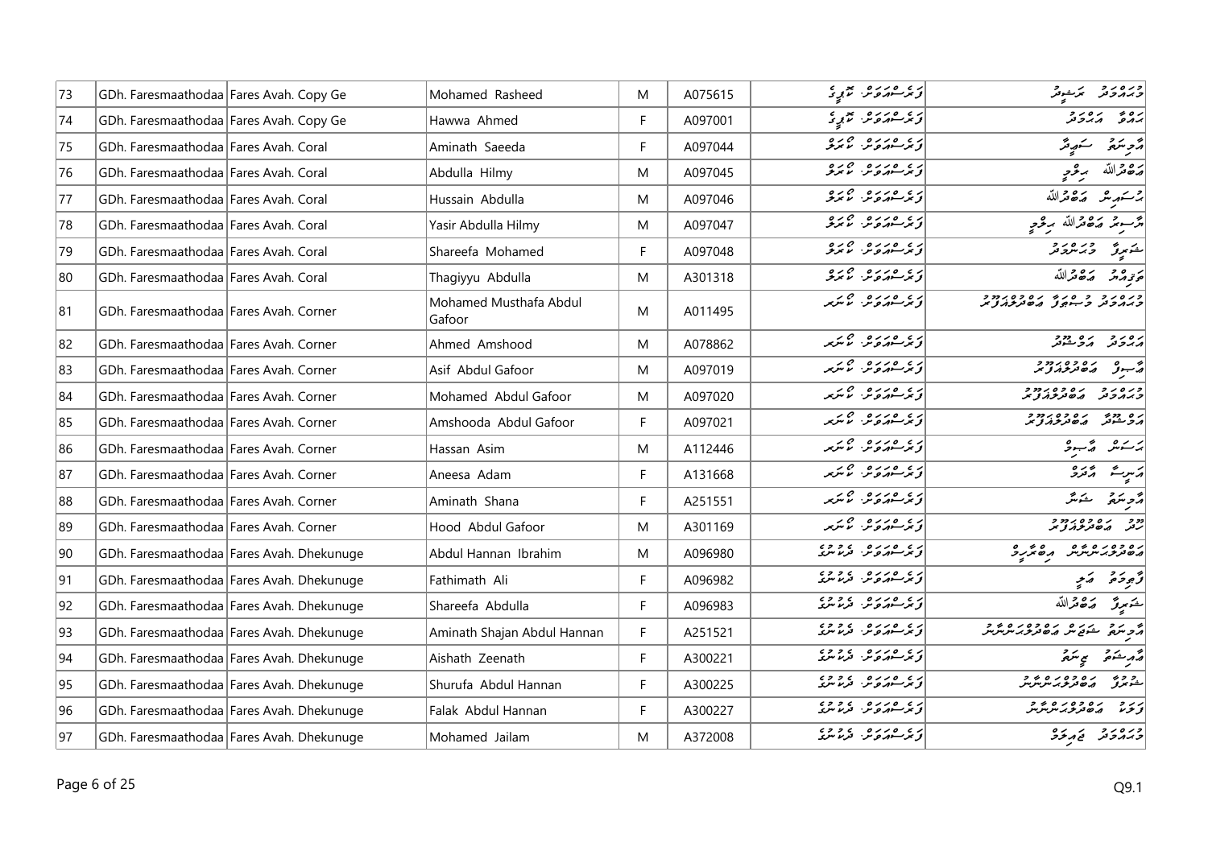| 73 | GDh. Faresmaathodaa | Fares Avah. Copy Ge | Mohamed Rasheed | M | A075615 | ފަރެސްމާތޮޑާ، ކޮޕީގެ | މުހައްމަދު ރަޝީދު |
|---|---|---|---|---|---|---|---|
| 74 | GDh. Faresmaathodaa | Fares Avah. Copy Ge | Hawwa Ahmed | F | A097001 | ފަރެސްމާތޮޑާ، ކޮޕީގެ | ހައްވާ އަހުމަދު |
| 75 | GDh. Faresmaathodaa | Fares Avah. Coral | Aminath Saeeda | F | A097044 | ފަރެސްމާތޮޑާ، ކޯރަލް | އާމިނަތު ސަޢީދާ |
| 76 | GDh. Faresmaathodaa | Fares Avah. Coral | Abdulla Hilmy | M | A097045 | ފަރެސްމާތޮޑާ، ކޯރަލް | އަބްދުﷲ ހިލްމީ |
| 77 | GDh. Faresmaathodaa | Fares Avah. Coral | Hussain Abdulla | M | A097046 | ފަރެސްމާތޮޑާ، ކޯރަލް | ހުސައިން އަބްދުﷲ |
| 78 | GDh. Faresmaathodaa | Fares Avah. Coral | Yasir Abdulla Hilmy | M | A097047 | ފަރެސްމާތޮޑާ، ކޯރަލް | ޔާސިރު އަބްދުﷲ ހިލްމީ |
| 79 | GDh. Faresmaathodaa | Fares Avah. Coral | Shareefa Mohamed | F | A097048 | ފަރެސްމާތޮޑާ، ކޯރަލް | ޝަރީފާ މުހަންމަދު |
| 80 | GDh. Faresmaathodaa | Fares Avah. Coral | Thagiyyu Abdulla | M | A301318 | ފަރެސްމާތޮޑާ، ކޯރަލް | ތަޤިއްޔު އަބްދުﷲ |
| 81 | GDh. Faresmaathodaa | Fares Avah. Corner | Mohamed Musthafa Abdul Gafoor | M | A011495 | ފަރެސްމާތޮޑާ، ކޯނަރ | މުހައްމަދު މުސްތަފާ އަބްދުލްޣަފޫރު |
| 82 | GDh. Faresmaathodaa | Fares Avah. Corner | Ahmed Amshood | M | A078862 | ފަރެސްމާތޮޑާ، ކޯނަރ | އަހުމަދު އަމްޝޫދު |
| 83 | GDh. Faresmaathodaa | Fares Avah. Corner | Asif Abdul Gafoor | M | A097019 | ފަރެސްމާތޮޑާ، ކޯނަރ | އާސިފު އަބްދުލްޣަފޫރު |
| 84 | GDh. Faresmaathodaa | Fares Avah. Corner | Mohamed Abdul Gafoor | M | A097020 | ފަރެސްމާތޮޑާ، ކޯނަރ | މުހައްމަދު އަބްދުލްޣަފޫރު |
| 85 | GDh. Faresmaathodaa | Fares Avah. Corner | Amshooda Abdul Gafoor | F | A097021 | ފަރެސްމާތޮޑާ، ކޯނަރ | އަމްޝޫދާ އަބްދުލްޣަފޫރު |
| 86 | GDh. Faresmaathodaa | Fares Avah. Corner | Hassan Asim | M | A112446 | ފަރެސްމާތޮޑާ، ކޯނަރ | ހަސަން އާސިމް |
| 87 | GDh. Faresmaathodaa | Fares Avah. Corner | Aneesa Adam | F | A131668 | ފަރެސްމާތޮޑާ، ކޯނަރ | އަނީސާ އާދަމް |
| 88 | GDh. Faresmaathodaa | Fares Avah. Corner | Aminath Shana | F | A251551 | ފަރެސްމާތޮޑާ، ކޯނަރ | އާމިނަތު ޝަނާ |
| 89 | GDh. Faresmaathodaa | Fares Avah. Corner | Hood Abdul Gafoor | M | A301169 | ފަރެސްމާތޮޑާ، ކޯނަރ | ހޫދު އަބްދުލްޣަފޫރު |
| 90 | GDh. Faresmaathodaa | Fares Avah. Dhekunuge | Abdul Hannan Ibrahim | M | A096980 | ފަރެސްމާތޮޑާ، ދެކުނުގެ | އަބްދުލްހަންނާން އިބްރާހިމް |
| 91 | GDh. Faresmaathodaa | Fares Avah. Dhekunuge | Fathimath Ali | F | A096982 | ފަރެސްމާތޮޑާ، ދެކުނުގެ | ފާތިމަތު އަލި |
| 92 | GDh. Faresmaathodaa | Fares Avah. Dhekunuge | Shareefa Abdulla | F | A096983 | ފަރެސްމާތޮޑާ، ދެކުނުގެ | ޝަރީފާ އަބްދުﷲ |
| 93 | GDh. Faresmaathodaa | Fares Avah. Dhekunuge | Aminath Shajan Abdul Hannan | F | A251521 | ފަރެސްމާތޮޑާ، ދެކުނުގެ | އާމިނަތު ޝަޖަން އަބްދުލްހަންނާން |
| 94 | GDh. Faresmaathodaa | Fares Avah. Dhekunuge | Aishath Zeenath | F | A300221 | ފަރެސްމާތޮޑާ، ދެކުނުގެ | އާއިޝަތު ޒީނަތު |
| 95 | GDh. Faresmaathodaa | Fares Avah. Dhekunuge | Shurufa Abdul Hannan | F | A300225 | ފަރެސްމާތޮޑާ، ދެކުނުގެ | ޝުރުފާ އަބްދުލްހަންނާން |
| 96 | GDh. Faresmaathodaa | Fares Avah. Dhekunuge | Falak Abdul Hannan | F | A300227 | ފަރެސްމާތޮޑާ، ދެކުނުގެ | ފަލަކް އަބްދުލްހަންނާން |
| 97 | GDh. Faresmaathodaa | Fares Avah. Dhekunuge | Mohamed Jailam | M | A372008 | ފަރެސްމާތޮޑާ، ދެކުނުގެ | މުހައްމަދު ޖައިލަމް |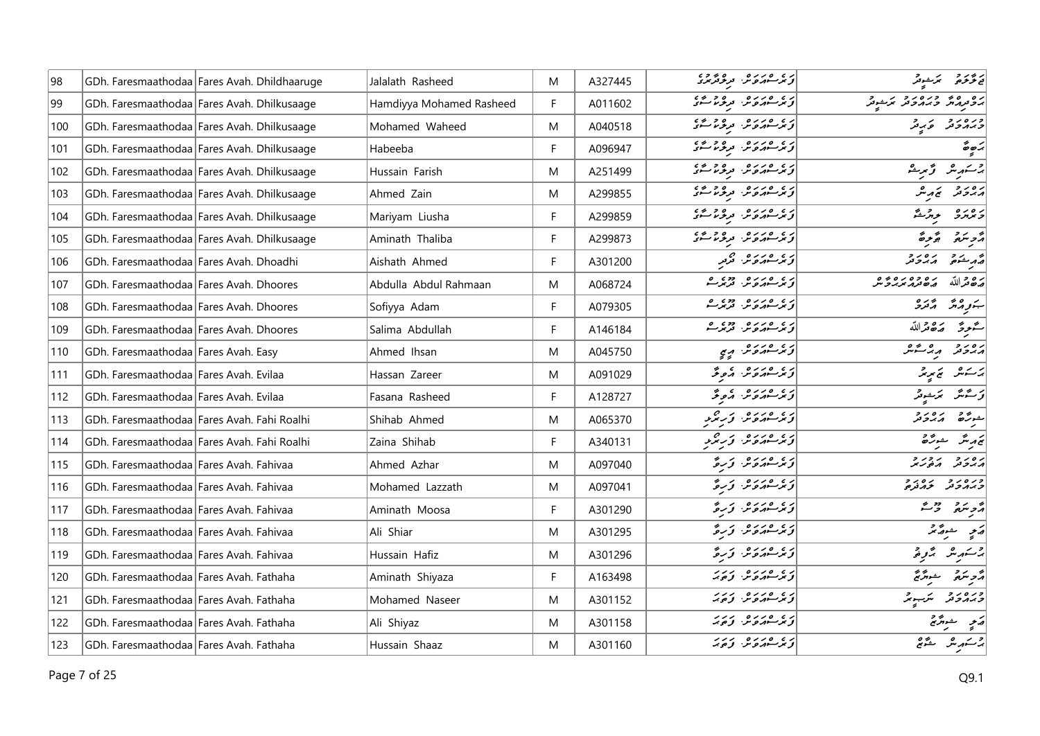| 98 | GDh. Faresmaathodaa | Fares Avah. Dhildhaaruge | Jalalath Rasheed | M | A327445 | ގަރެސްމާތޮދާ، ދިލްދާރުގެ | ޖަލާލަތު ރަޝީދު |
|---|---|---|---|---|---|---|---|
| 99 | GDh. Faresmaathodaa | Fares Avah. Dhilkusaage | Hamdiyya Mohamed Rasheed | F | A011602 | ފަރެސްމާތޮދާ، ދިލްކުސާގެ | ހަމްދިއްޔާ މުހައްމަދު ރަޝީދު |
| 100 | GDh. Faresmaathodaa | Fares Avah. Dhilkusaage | Mohamed Waheed | M | A040518 | ފަރެސްމާތޮދާ، ދިލްކުސާގެ | މުހައްމަދު ވަހީދު |
| 101 | GDh. Faresmaathodaa | Fares Avah. Dhilkusaage | Habeeba | F | A096947 | ފަރެސްމާތޮދާ، ދިލްކުސާގެ | ހަބީބާ |
| 102 | GDh. Faresmaathodaa | Fares Avah. Dhilkusaage | Hussain Farish | M | A251499 | ފަރެސްމާތޮދާ، ދިލްކުސާގެ | ހުސައިން ފާރިޝް |
| 103 | GDh. Faresmaathodaa | Fares Avah. Dhilkusaage | Ahmed Zain | M | A299855 | ފަރެސްމާތޮދާ، ދިލްކުސާގެ | އަހްމަދު ޒައިން |
| 104 | GDh. Faresmaathodaa | Fares Avah. Dhilkusaage | Mariyam Liusha | F | A299859 | ފަރެސްމާތޮދާ، ދިލްކުސާގެ | މަރިޔަމް ލިއުޝާ |
| 105 | GDh. Faresmaathodaa | Fares Avah. Dhilkusaage | Aminath Thaliba | F | A299873 | ފަރެސްމާތޮދާ، ދިލްކުސާގެ | އާމިނަތު ޠާލިބާ |
| 106 | GDh. Faresmaathodaa | Fares Avah. Dhoadhi | Aishath Ahmed | F | A301200 | ފަރެސްމާތޮދާ، ދޮދި | އާއިޝަތު އަހްމަދު |
| 107 | GDh. Faresmaathodaa | Fares Avah. Dhoores | Abdulla Abdul Rahmaan | M | A068724 | ފަރެސްމާތޮދާ، ދޫރެސް | އަބްދުﷲ އަބްދުއްރަޙްމާން |
| 108 | GDh. Faresmaathodaa | Fares Avah. Dhoores | Sofiyya Adam | F | A079305 | ފަރެސްމާތޮދާ، ދޫރެސް | ސަފިއްޔާ އާދަމް |
| 109 | GDh. Faresmaathodaa | Fares Avah. Dhoores | Salima Abdullah | F | A146184 | ފަރެސްމާތޮދާ، ދޫރެސް | ސާލިމާ އަބްދުﷲ |
| 110 | GDh. Faresmaathodaa | Fares Avah. Easy | Ahmed Ihsan | M | A045750 | ފަރެސްމާތޮދާ، އީޒީ | އަހްމަދު އިޙްސާން |
| 111 | GDh. Faresmaathodaa | Fares Avah. Evilaa | Hassan Zareer | M | A091029 | ފަރެސްމާތޮދާ، އެވިލާ | ހަސަން ޒަރީރު |
| 112 | GDh. Faresmaathodaa | Fares Avah. Evilaa | Fasana Rasheed | F | A128727 | ފަރެސްމާތޮދާ، އެވިލާ | ފަސާނާ ރަޝީދު |
| 113 | GDh. Faresmaathodaa | Fares Avah. Fahi Roalhi | Shihab Ahmed | M | A065370 | ފަރެސްމާތޮދާ، ފަހިރޮޅި | ޝިހާބު އަހްމަދު |
| 114 | GDh. Faresmaathodaa | Fares Avah. Fahi Roalhi | Zaina Shihab | F | A340131 | ފަރެސްމާތޮދާ، ފަހިރޮޅި | ޒައިނާ ޝިހާބު |
| 115 | GDh. Faresmaathodaa | Fares Avah. Fahivaa | Ahmed Azhar | M | A097040 | ފަރެސްމާތޮދާ، ފަހިވާ | އަހްމަދު އަޒުހަރު |
| 116 | GDh. Faresmaathodaa | Fares Avah. Fahivaa | Mohamed Lazzath | M | A097041 | ފަރެސްމާތޮދާ، ފަހިވާ | މުހައްމަދު ލައްޒަތު |
| 117 | GDh. Faresmaathodaa | Fares Avah. Fahivaa | Aminath Moosa | F | A301290 | ފަރެސްމާތޮދާ، ފަހިވާ | އާމިނަތު މޫސާ |
| 118 | GDh. Faresmaathodaa | Fares Avah. Fahivaa | Ali Shiar | M | A301295 | ފަރެސްމާތޮދާ، ފަހިވާ | އަލީ ޝިޢާރު |
| 119 | GDh. Faresmaathodaa | Fares Avah. Fahivaa | Hussain Hafiz | M | A301296 | ފަރެސްމާތޮދާ، ފަހިވާ | ހުސައިން ހާފިޒު |
| 120 | GDh. Faresmaathodaa | Fares Avah. Fathaha | Aminath Shiyaza | F | A163498 | ފަރެސްމާތޮދާ، ފަތަހަ | އާމިނަތު ޝިޔާޒާ |
| 121 | GDh. Faresmaathodaa | Fares Avah. Fathaha | Mohamed Naseer | M | A301152 | ފަރެސްމާތޮދާ، ފަތަހަ | މުހައްމަދު ނަސީރު |
| 122 | GDh. Faresmaathodaa | Fares Avah. Fathaha | Ali Shiyaz | M | A301158 | ފަރެސްމާތޮދާ، ފަތަހަ | އަލީ ޝިޔާޒު |
| 123 | GDh. Faresmaathodaa | Fares Avah. Fathaha | Hussain Shaaz | M | A301160 | ފަރެސްމާތޮދާ، ފަތަހަ | ހުސައިން ޝާޒު |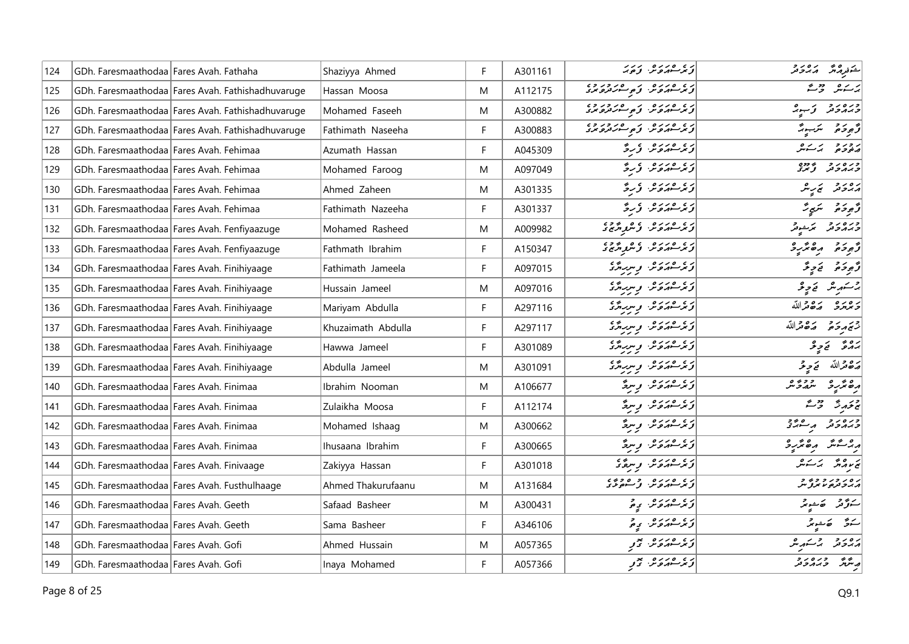| 124 | GDh. Faresmaathodaa | Fares Avah. Fathaha | Shaziyya Ahmed | F | A301161 | ފަރެސްމާތޮޑާ، ފަތަހަ | ޝަޒިއްޔާ އަޙްމަދު |
|---|---|---|---|---|---|---|---|
| 125 | GDh. Faresmaathodaa | Fares Avah. Fathishadhuvaruge | Hassan Moosa | M | A112175 | ފަރެސްމާތޮޑާ، ފަތިޝަދުވަރުގެ | ހަސަން މޫސާ |
| 126 | GDh. Faresmaathodaa | Fares Avah. Fathishadhuvaruge | Mohamed Faseeh | M | A300882 | ފަރެސްމާތޮޑާ، ފަތިޝަދުވަރުގެ | މުޙައްމަދު ފަސީޙު |
| 127 | GDh. Faresmaathodaa | Fares Avah. Fathishadhuvaruge | Fathimath Naseeha | F | A300883 | ފަރެސްމާތޮޑާ، ފަތިޝަދުވަރުގެ | ފާތިމަތު ނަސީހާ |
| 128 | GDh. Faresmaathodaa | Fares Avah. Fehimaa | Azumath Hassan | F | A045309 | ފަރެސްމާތޮޑާ، ފެހިމާ | އަޒުމަތު ހަސަން |
| 129 | GDh. Faresmaathodaa | Fares Avah. Fehimaa | Mohamed Faroog | M | A097049 | ފަރެސްމާތޮޑާ، ފެހިމާ | މުޙައްމަދު ފާރޫގު |
| 130 | GDh. Faresmaathodaa | Fares Avah. Fehimaa | Ahmed Zaheen | M | A301335 | ފަރެސްމާތޮޑާ، ފެހިމާ | އަޙްމަދު ޒަހީން |
| 131 | GDh. Faresmaathodaa | Fares Avah. Fehimaa | Fathimath Nazeeha | F | A301337 | ފަރެސްމާތޮޑާ، ފެހިމާ | ފާތިމަތު ނަޒީހާ |
| 132 | GDh. Faresmaathodaa | Fares Avah. Fenfiyaazuge | Mohamed Rasheed | M | A009982 | ފަރެސްމާތޮޑާ، ފެންފިޔާޒުގެ | މުޙައްމަދު ރަޝީދު |
| 133 | GDh. Faresmaathodaa | Fares Avah. Fenfiyaazuge | Fathmath Ibrahim | F | A150347 | ފަރެސްމާތޮޑާ، ފެންފިޔާޒުގެ | ފާތިމަތު އިބްރާހީމް |
| 134 | GDh. Faresmaathodaa | Fares Avah. Finihiyaage | Fathimath Jameela | F | A097015 | ފަރެސްމާތޮޑާ، ފިނިހިޔާގެ | ފާތިމަތު ޖަމީލާ |
| 135 | GDh. Faresmaathodaa | Fares Avah. Finihiyaage | Hussain Jameel | M | A097016 | ފަރެސްމާތޮޑާ، ފިނިހިޔާގެ | ހުސައިން ޖަމީލު |
| 136 | GDh. Faresmaathodaa | Fares Avah. Finihiyaage | Mariyam Abdulla | F | A297116 | ފަރެސްމާތޮޑާ، ފިނިހިޔާގެ | މަރިޔަމް އަބްދުﷲ |
| 137 | GDh. Faresmaathodaa | Fares Avah. Finihiyaage | Khuzaimath Abdulla | F | A297117 | ފަރެސްމާތޮޑާ، ފިނިހިޔާގެ | ޚުޒައިމަތު އަބްދުﷲ |
| 138 | GDh. Faresmaathodaa | Fares Avah. Finihiyaage | Hawwa Jameel | F | A301089 | ފަރެސްމާތޮޑާ، ފިނިހިޔާގެ | ހައްވާ ޖަމީލު |
| 139 | GDh. Faresmaathodaa | Fares Avah. Finihiyaage | Abdulla Jameel | M | A301091 | ފަރެސްމާތޮޑާ، ފިނިހިޔާގެ | އަބްދުﷲ ޖަމީލު |
| 140 | GDh. Faresmaathodaa | Fares Avah. Finimaa | Ibrahim Nooman | M | A106677 | ފަރެސްމާތޮޑާ، ފިނިމާ | އިބްރާހީމް ނުޢުމާން |
| 141 | GDh. Faresmaathodaa | Fares Avah. Finimaa | Zulaikha Moosa | F | A112174 | ފަރެސްމާތޮޑާ، ފިނިމާ | ޒުލައިޙާ މޫސާ |
| 142 | GDh. Faresmaathodaa | Fares Avah. Finimaa | Mohamed Ishaag | M | A300662 | ފަރެސްމާތޮޑާ، ފިނިމާ | މުޙައްމަދު އިސްޙާގު |
| 143 | GDh. Faresmaathodaa | Fares Avah. Finimaa | Ihusaana Ibrahim | F | A300665 | ފަރެސްމާތޮޑާ، ފިނިމާ | އިޙުސާނާ އިބްރާހީމް |
| 144 | GDh. Faresmaathodaa | Fares Avah. Finivaage | Zakiyya Hassan | F | A301018 | ފަރެސްމާތޮޑާ، ފިނިވާގެ | ޒަކިއްޔާ ހަސަން |
| 145 | GDh. Faresmaathodaa | Fares Avah. Fusthulhaage | Ahmed Thakurufaanu | M | A131684 | ފަރެސްމާތޮޑާ، ފުސްތުޅާގެ | އަޙްމަދު ތަކުރުފާނު |
| 146 | GDh. Faresmaathodaa | Fares Avah. Geeth | Safaad Basheer | M | A300431 | ފަރެސްމާތޮޑާ، ގީތު | ސަފާދު ބަޝީރު |
| 147 | GDh. Faresmaathodaa | Fares Avah. Geeth | Sama Basheer | F | A346106 | ފަރެސްމާތޮޑާ، ގީތު | ސަމާ ބަޝީރު |
| 148 | GDh. Faresmaathodaa | Fares Avah. Gofi | Ahmed Hussain | M | A057365 | ފަރެސްމާތޮޑާ، ގޮފި | އަޙްމަދު ހުސައިން |
| 149 | GDh. Faresmaathodaa | Fares Avah. Gofi | Inaya Mohamed | F | A057366 | ފަރެސްމާތޮޑާ، ގޮފި | އިނާޔާ މުޙައްމަދު |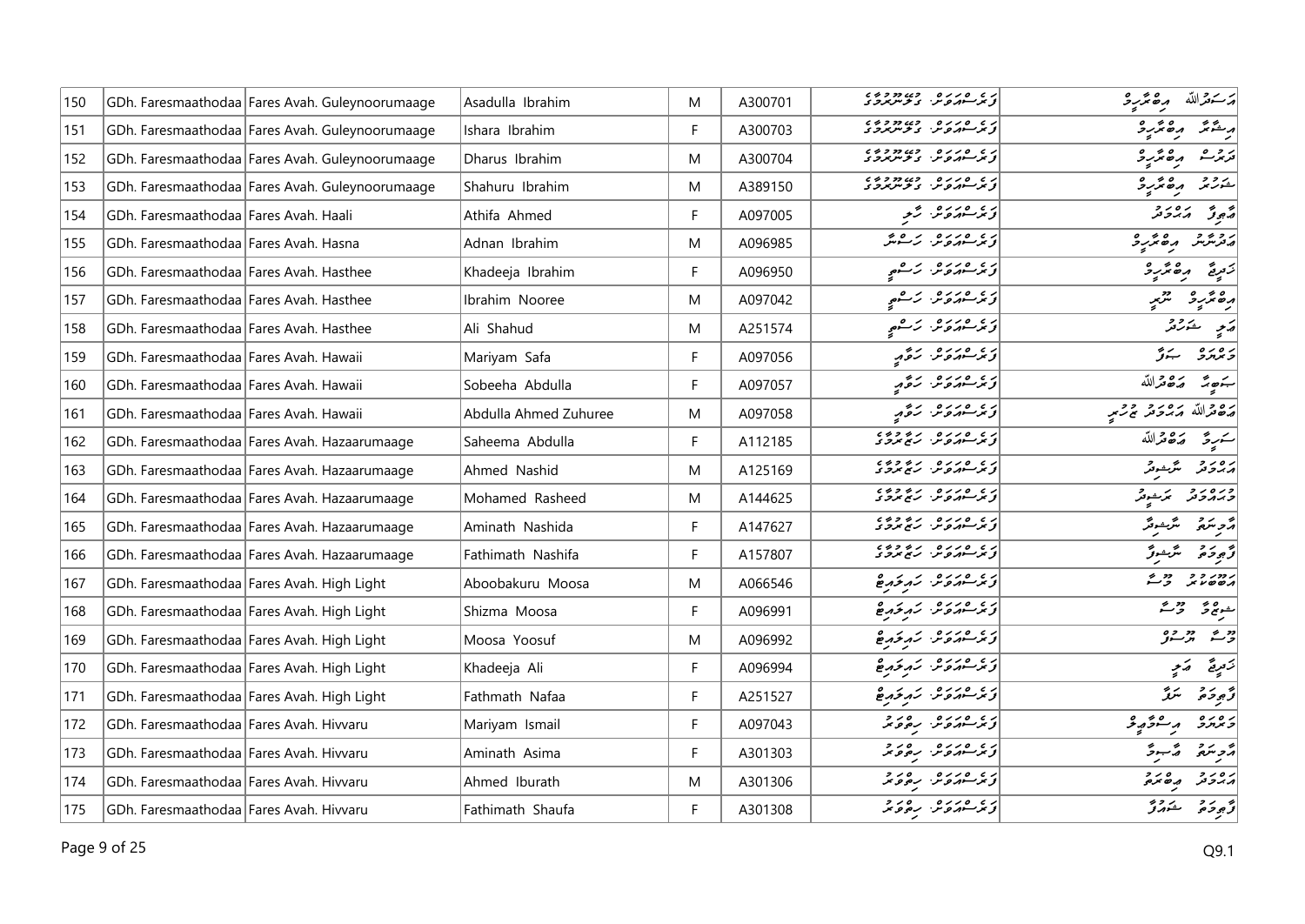| 150 | GDh. Faresmaathodaa | Fares Avah. Guleynoorumaage | Asadulla Ibrahim | M | A300701 | ފަރެސްމާތޮޑާ، ގުލޭނޫރުމާގެ | އަސަދުﷲ އިބްރާހީމް |
|---|---|---|---|---|---|---|---|
| 151 | GDh. Faresmaathodaa | Fares Avah. Guleynoorumaage | Ishara Ibrahim | F | A300703 | ފަރެސްމާތޮޑާ، ގުލޭނޫރުމާގެ | އިޝާރާ އިބްރާހީމް |
| 152 | GDh. Faresmaathodaa | Fares Avah. Guleynoorumaage | Dharus Ibrahim | M | A300704 | ފަރެސްމާތޮޑާ، ގުލޭނޫރުމާގެ | ދަރުސް އިބްރާހީމް |
| 153 | GDh. Faresmaathodaa | Fares Avah. Guleynoorumaage | Shahuru Ibrahim | M | A389150 | ފަރެސްމާތޮޑާ، ގުލޭނޫރުމާގެ | ޝަހުރު އިބްރާހީމް |
| 154 | GDh. Faresmaathodaa | Fares Avah. Haali | Athifa Ahmed | F | A097005 | ފަރެސްމާތޮޑާ،ހާލި | އާތިފާ އަހުމަދު |
| 155 | GDh. Faresmaathodaa | Fares Avah. Hasna | Adnan Ibrahim | M | A096985 | ފަރެސްމާތޮޑާ، ހަސްނާ | އަދުނާން އިބްރާހީމް |
| 156 | GDh. Faresmaathodaa | Fares Avah. Hasthee | Khadeeja Ibrahim | F | A096950 | ފަރެސްމާތޮޑާ، ހަސްތީ | ޚަދީޖާ އިބްރާހީމް |
| 157 | GDh. Faresmaathodaa | Fares Avah. Hasthee | Ibrahim Nooree | M | A097042 | ފަރެސްމާތޮޑާ، ހަސްތީ | އިބްރާހީމް ނޫރީ |
| 158 | GDh. Faresmaathodaa | Fares Avah. Hasthee | Ali Shahud | M | A251574 | ފަރެސްމާތޮޑާ، ހަސްތީ | އަލި ޝަހުދު |
| 159 | GDh. Faresmaathodaa | Fares Avah. Hawaii | Mariyam Safa | F | A097056 | ފަރެސްމާތޮޑާ، ހަވާއީ | މަރިޔަމް ސަފާ |
| 160 | GDh. Faresmaathodaa | Fares Avah. Hawaii | Sobeeha Abdulla | F | A097057 | ފަރެސްމާތޮޑާ، ހަވާއީ | ސަބީހާ އަބްދުﷲ |
| 161 | GDh. Faresmaathodaa | Fares Avah. Hawaii | Abdulla Ahmed Zuhuree | M | A097058 | ފަރެސްމާތޮޑާ، ހަވާއީ | އަބްދުﷲ އަހުމަދު ޒުހުރީ |
| 162 | GDh. Faresmaathodaa | Fares Avah. Hazaarumaage | Saheema Abdulla | F | A112185 | ފަރެސްމާތޮޑާ، ހަޒާރުމާގެ | ސަހީމާ އަބްދުﷲ |
| 163 | GDh. Faresmaathodaa | Fares Avah. Hazaarumaage | Ahmed Nashid | M | A125169 | ފަރެސްމާތޮޑާ، ހަޒާރުމާގެ | އަހުމަދު ނާޝިދު |
| 164 | GDh. Faresmaathodaa | Fares Avah. Hazaarumaage | Mohamed Rasheed | M | A144625 | ފަރެސްމާތޮޑާ، ހަޒާރުމާގެ | މުހައްމަދު ރަޝީދު |
| 165 | GDh. Faresmaathodaa | Fares Avah. Hazaarumaage | Aminath Nashida | F | A147627 | ފަރެސްމާތޮޑާ، ހަޒާރުމާގެ | އާމިނަތު ނާޝިދާ |
| 166 | GDh. Faresmaathodaa | Fares Avah. Hazaarumaage | Fathimath Nashifa | F | A157807 | ފަރެސްމާތޮޑާ، ހަޒާރުމާގެ | ފާތިމަތު ނާޝިފާ |
| 167 | GDh. Faresmaathodaa | Fares Avah. High Light | Aboobakuru Moosa | M | A066546 | ފަރެސްމާތޮޑާ، ހައިލައިޓް | އަބޫބަކުރު މޫސާ |
| 168 | GDh. Faresmaathodaa | Fares Avah. High Light | Shizma Moosa | F | A096991 | ފަރެސްމާތޮޑާ، ހައިލައިޓް | ޝިޒްމާ މޫސާ |
| 169 | GDh. Faresmaathodaa | Fares Avah. High Light | Moosa Yoosuf | M | A096992 | ފަރެސްމާތޮޑާ، ހައިލައިޓް | މޫސާ ޔޫސުފް |
| 170 | GDh. Faresmaathodaa | Fares Avah. High Light | Khadeeja Ali | F | A096994 | ފަރެސްމާތޮޑާ، ހައިލައިޓް | ޚަދީޖާ އަލި |
| 171 | GDh. Faresmaathodaa | Fares Avah. High Light | Fathmath Nafaa | F | A251527 | ފަރެސްމާތޮޑާ، ހައިލައިޓް | ފާތިމަތު ނަފާ |
| 172 | GDh. Faresmaathodaa | Fares Avah. Hivvaru | Mariyam Ismail | F | A097043 | ފަރެސްމާތޮޑާ، ހިއްވަރު | މަރިޔަމް އިސްމާޢީލް |
| 173 | GDh. Faresmaathodaa | Fares Avah. Hivvaru | Aminath Asima | F | A301303 | ފަރެސްމާތޮޑާ، ހިއްވަރު | އާމިނަތު އާސިމާ |
| 174 | GDh. Faresmaathodaa | Fares Avah. Hivvaru | Ahmed Iburath | M | A301306 | ފަރެސްމާތޮޑާ، ހިއްވަރު | އަހުމަދު އިބުރަތް |
| 175 | GDh. Faresmaathodaa | Fares Avah. Hivvaru | Fathimath Shaufa | F | A301308 | ފަރެސްމާތޮޑާ، ހިއްވަރު | ފާތިމަތު ޝައުފާ |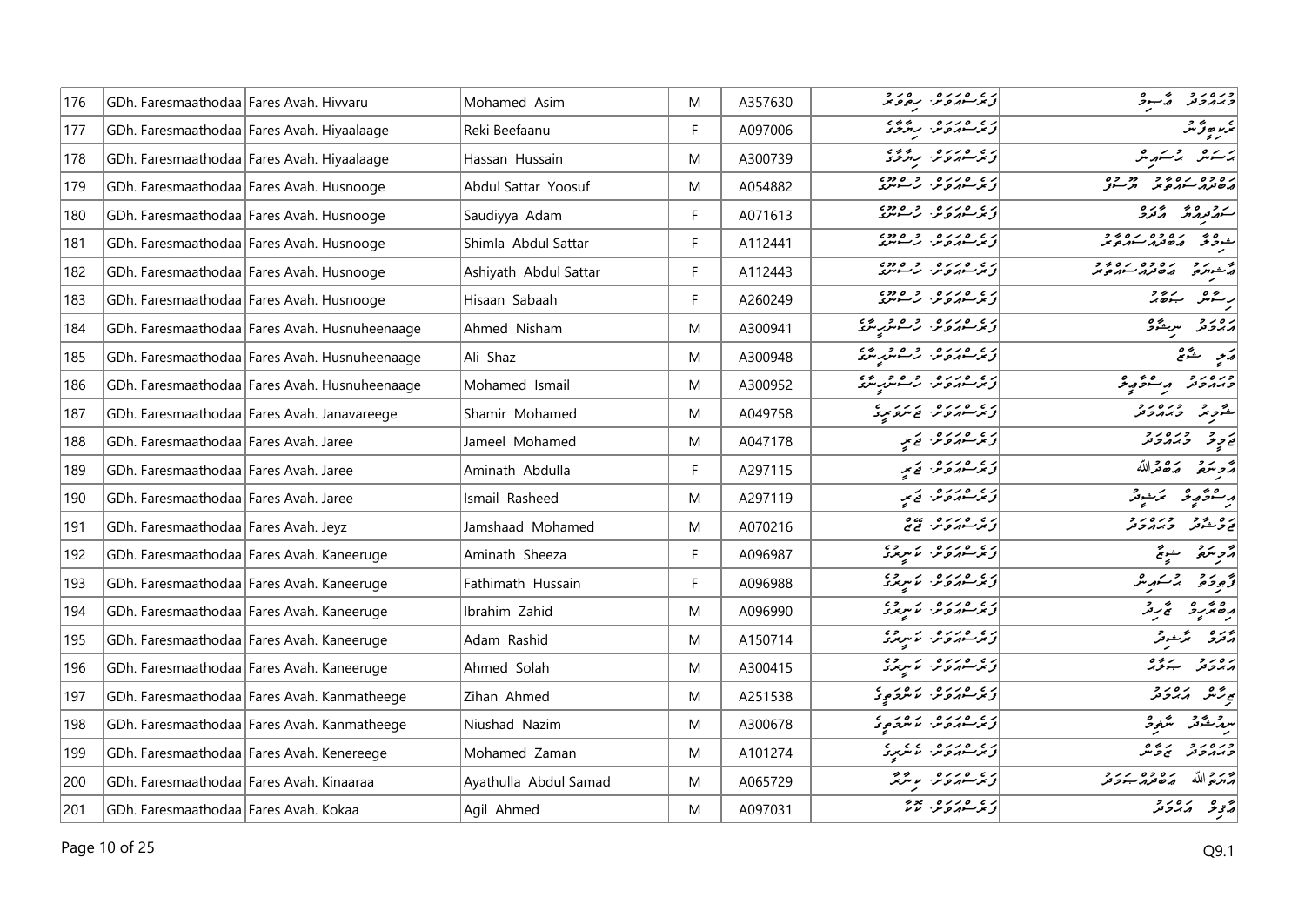| 176 | GDh. Faresmaathodaa | Fares Avah. Hivvaru | Mohamed Asim | M | A357630 | ފަރެސްމާތޮޑާ. ހިވްވަރު | މުހައްމަދު އާސިމް |
|---|---|---|---|---|---|---|---|
| 177 | GDh. Faresmaathodaa | Fares Avah. Hiyaalaage | Reki Beefaanu | F | A097006 | ފަރެސްމާތޮޑާ. ހިޔާލާގެ | ރެކީ ބީފާނު |
| 178 | GDh. Faresmaathodaa | Fares Avah. Hiyaalaage | Hassan Hussain | M | A300739 | ފަރެސްމާތޮޑާ. ހިޔާލާގެ | ހަސަން ހުސައިން |
| 179 | GDh. Faresmaathodaa | Fares Avah. Husnooge | Abdul Sattar Yoosuf | M | A054882 | ފަރެސްމާތޮޑާ. ހުސްނޫގެ | އަބްދުލް ސައްތާރު ޔޫސުފް |
| 180 | GDh. Faresmaathodaa | Fares Avah. Husnooge | Saudiyya Adam | F | A071613 | ފަރެސްމާތޮޑާ. ހުސްނޫގެ | ސައުދިއްޔާ އާދަމް |
| 181 | GDh. Faresmaathodaa | Fares Avah. Husnooge | Shimla Abdul Sattar | F | A112441 | ފަރެސްމާތޮޑާ. ހުސްނޫގެ | ޝިމްލާ އަބްދުލް ސައްތާރު |
| 182 | GDh. Faresmaathodaa | Fares Avah. Husnooge | Ashiyath Abdul Sattar | F | A112443 | ފަރެސްމާތޮޑާ. ހުސްނޫގެ | އާސިޔަތު އަބްދުލް ސައްތާރު |
| 183 | GDh. Faresmaathodaa | Fares Avah. Husnooge | Hisaan Sabaah | F | A260249 | ފަރެސްމާތޮޑާ. ހުސްނޫގެ | ހިސާން ސަބާހް |
| 184 | GDh. Faresmaathodaa | Fares Avah. Husnuheenaage | Ahmed Nisham | M | A300941 | ފަރެސްމާތޮޑާ. ހުސްނުހީނާގެ | އަހުމަދު ނިޝާމް |
| 185 | GDh. Faresmaathodaa | Fares Avah. Husnuheenaage | Ali Shaz | M | A300948 | ފަރެސްމާތޮޑާ. ހުސްނުހީނާގެ | އަލި ޝާޒް |
| 186 | GDh. Faresmaathodaa | Fares Avah. Husnuheenaage | Mohamed Ismail | M | A300952 | ފަރެސްމާތޮޑާ. ހުސްނުހީނާގެ | މުހައްމަދު އިސްމާއީލް |
| 187 | GDh. Faresmaathodaa | Fares Avah. Janavareege | Shamir Mohamed | M | A049758 | ފަރެސްމާތޮޑާ. ޖަނަވަރީގެ | ޝާމިރު މުހައްމަދު |
| 188 | GDh. Faresmaathodaa | Fares Avah. Jaree | Jameel Mohamed | M | A047178 | ފަރެސްމާތޮޑާ. ޖަރީ | ޖަމީލް މުހައްމަދު |
| 189 | GDh. Faresmaathodaa | Fares Avah. Jaree | Aminath Abdulla | F | A297115 | ފަރެސްމާތޮޑާ. ޖަރީ | އާމިނަތު އަބްދުﷲ |
| 190 | GDh. Faresmaathodaa | Fares Avah. Jaree | Ismail Rasheed | M | A297119 | ފަރެސްމާތޮޑާ. ޖަރީ | އިސްމާއީލް ރަޝީދު |
| 191 | GDh. Faresmaathodaa | Fares Avah. Jeyz | Jamshaad Mohamed | M | A070216 | ފަރެސްމާތޮޑާ. ޖޭޒް | ޖަމްޝާދު މުހައްމަދު |
| 192 | GDh. Faresmaathodaa | Fares Avah. Kaneeruge | Aminath Sheeza | F | A096987 | ފަރެސްމާތޮޑާ. ކަނީރުގެ | އާމިނަތު ޝީޒާ |
| 193 | GDh. Faresmaathodaa | Fares Avah. Kaneeruge | Fathimath Hussain | F | A096988 | ފަރެސްމާތޮޑާ. ކަނީރުގެ | ފާތިމަތު ހުސައިން |
| 194 | GDh. Faresmaathodaa | Fares Avah. Kaneeruge | Ibrahim Zahid | M | A096990 | ފަރެސްމާތޮޑާ. ކަނީރުގެ | އިބްރާހީމް ޒާހިދު |
| 195 | GDh. Faresmaathodaa | Fares Avah. Kaneeruge | Adam Rashid | M | A150714 | ފަރެސްމާތޮޑާ. ކަނީރުގެ | އާދަމް ރާޝިދު |
| 196 | GDh. Faresmaathodaa | Fares Avah. Kaneeruge | Ahmed Solah | M | A300415 | ފަރެސްމާތޮޑާ. ކަނީރުގެ | އަހުމަދު ޞަލާހް |
| 197 | GDh. Faresmaathodaa | Fares Avah. Kanmatheege | Zihan Ahmed | M | A251538 | ފަރެސްމާތޮޑާ. ކަންމަތީގެ | ޒިހާން އަހުމަދު |
| 198 | GDh. Faresmaathodaa | Fares Avah. Kanmatheege | Niushad Nazim | M | A300678 | ފަރެސްމާތޮޑާ. ކަންމަތީގެ | ނިއުޝާދު ނާޒިމް |
| 199 | GDh. Faresmaathodaa | Fares Avah. Kenereege | Mohamed Zaman | M | A101274 | ފަރެސްމާތޮޑާ. ކެނެރީގެ | މުހައްމަދު ޒަމާން |
| 200 | GDh. Faresmaathodaa | Fares Avah. Kinaaraa | Ayathulla Abdul Samad | M | A065729 | ފަރެސްމާތޮޑާ. ކިނާރާ | އާޔަތުﷲ އަބްދުލް ސަމަދު |
| 201 | GDh. Faresmaathodaa | Fares Avah. Kokaa | Agil Ahmed | M | A097031 | ފަރެސްމާތޮޑާ. ކޮކާ | އާގިލް އަހުމަދު |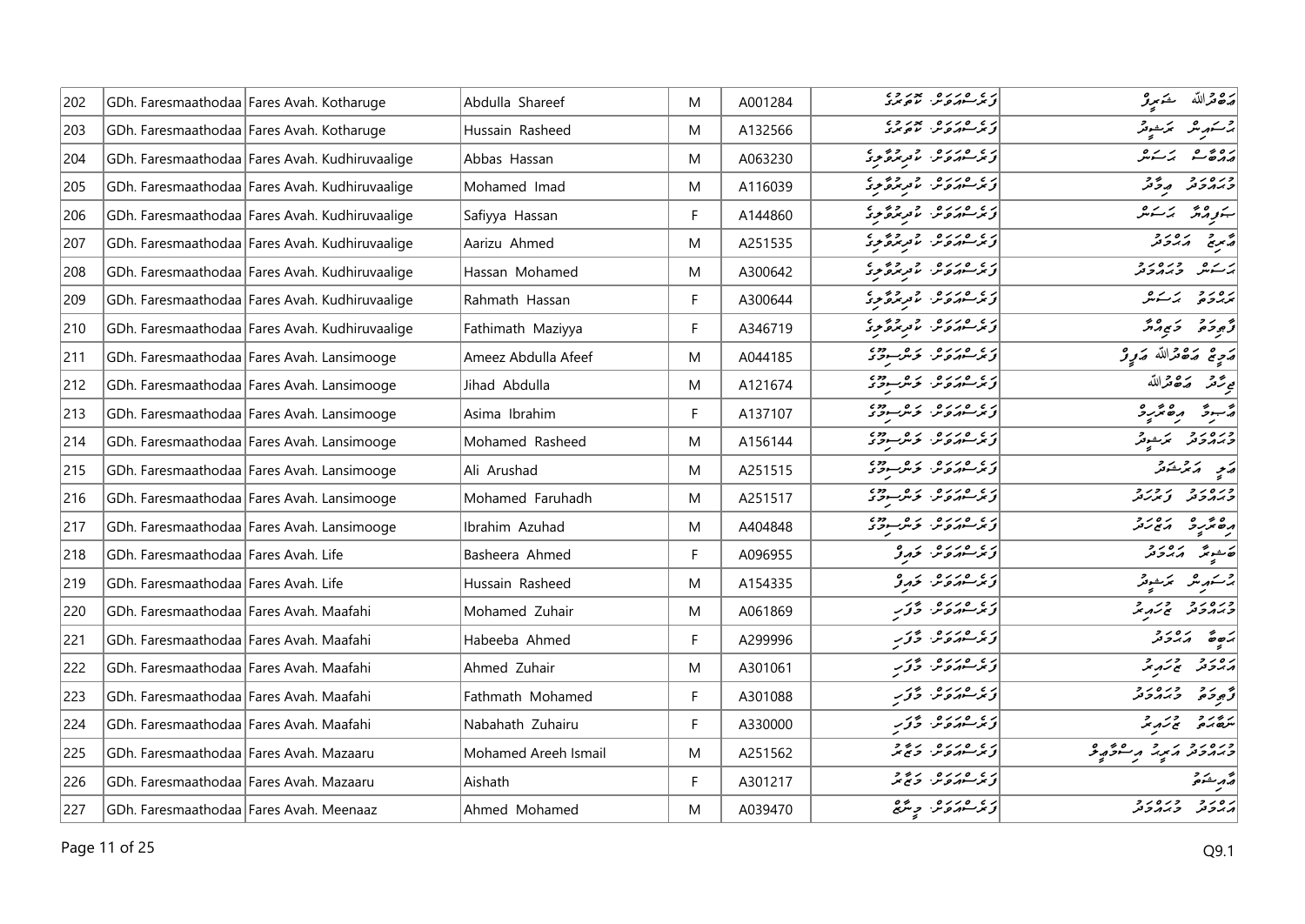| 202 | GDh. Faresmaathodaa | Fares Avah. Kotharuge | Abdulla Shareef | M | A001284 | ފަރެސްމާތޮޑާ، ކޮތަރުގެ | އަބްދުﷲ ޝަރީފު |
|---|---|---|---|---|---|---|---|
| 203 | GDh. Faresmaathodaa | Fares Avah. Kotharuge | Hussain Rasheed | M | A132566 | ފަރެސްމާތޮޑާ، ކޮތަރުގެ | ޙުސައިން ރަޝީދު |
| 204 | GDh. Faresmaathodaa | Fares Avah. Kudhiruvaalige | Abbas Hassan | M | A063230 | ފަރެސްމާތޮޑާ، ކުދިރުވާލިގެ | އައްބާސް ޙަސަން |
| 205 | GDh. Faresmaathodaa | Fares Avah. Kudhiruvaalige | Mohamed Imad | M | A116039 | ފަރެސްމާތޮޑާ، ކުދިރުވާލިގެ | މުޙައްމަދު ޢިމާދު |
| 206 | GDh. Faresmaathodaa | Fares Avah. Kudhiruvaalige | Safiyya Hassan | F | A144860 | ފަރެސްމާތޮޑާ، ކުދިރުވާލިގެ | ޞަފިއްޔާ ޙަސަން |
| 207 | GDh. Faresmaathodaa | Fares Avah. Kudhiruvaalige | Aarizu Ahmed | M | A251535 | ފަރެސްމާތޮޑާ، ކުދިރުވާލިގެ | އާރިޒު އަޙްމަދު |
| 208 | GDh. Faresmaathodaa | Fares Avah. Kudhiruvaalige | Hassan Mohamed | M | A300642 | ފަރެސްމާތޮޑާ، ކުދިރުވާލިގެ | ޙަސަން މުޙައްމަދު |
| 209 | GDh. Faresmaathodaa | Fares Avah. Kudhiruvaalige | Rahmath Hassan | F | A300644 | ފަރެސްމާތޮޑާ، ކުދިރުވާލިގެ | ރަޙްމަތު ޙަސަން |
| 210 | GDh. Faresmaathodaa | Fares Avah. Kudhiruvaalige | Fathimath Maziyya | F | A346719 | ފަރެސްމާތޮޑާ، ކުދިރުވާލިގެ | ފާތިމަތު މަޒިއްޔާ |
| 211 | GDh. Faresmaathodaa | Fares Avah. Lansimooge | Ameez Abdulla Afeef | M | A044185 | ފަރެސްމާތޮޑާ، ލަންސިމޫގެ | އަމީޒު އަބްދުﷲ އަފީފު |
| 212 | GDh. Faresmaathodaa | Fares Avah. Lansimooge | Jihad Abdulla | M | A121674 | ފަރެސްމާތޮޑާ، ލަންސިމޫގެ | ޖިހާދު އަބްދުﷲ |
| 213 | GDh. Faresmaathodaa | Fares Avah. Lansimooge | Asima Ibrahim | F | A137107 | ފަރެސްމާތޮޑާ، ލަންސިމޫގެ | އާސިމާ އިބްރާހިމް |
| 214 | GDh. Faresmaathodaa | Fares Avah. Lansimooge | Mohamed Rasheed | M | A156144 | ފަރެސްމާތޮޑާ، ލަންސިމޫގެ | މުޙައްމަދު ރަޝީދު |
| 215 | GDh. Faresmaathodaa | Fares Avah. Lansimooge | Ali Arushad | M | A251515 | ފަރެސްމާތޮޑާ، ލަންސިމޫގެ | ޢަލި އަރުޝަދު |
| 216 | GDh. Faresmaathodaa | Fares Avah. Lansimooge | Mohamed Faruhadh | M | A251517 | ފަރެސްމާތޮޑާ، ލަންސިމޫގެ | މުޙައްމަދު ފަރުހަދު |
| 217 | GDh. Faresmaathodaa | Fares Avah. Lansimooge | Ibrahim Azuhad | M | A404848 | ފަރެސްމާތޮޑާ، ލަންސިމޫގެ | އިބްރާހިމް އަޒުހަދު |
| 218 | GDh. Faresmaathodaa | Fares Avah. Life | Basheera Ahmed | F | A096955 | ފަރެސްމާތޮޑާ، ލައިފު | ބަޝީރާ އަޙްމަދު |
| 219 | GDh. Faresmaathodaa | Fares Avah. Life | Hussain Rasheed | M | A154335 | ފަރެސްމާތޮޑާ، ލައިފު | ޙުސައިން ރަޝީދު |
| 220 | GDh. Faresmaathodaa | Fares Avah. Maafahi | Mohamed Zuhair | M | A061869 | ފަރެސްމާތޮޑާ، މާފަހި | މުޙައްމަދު ޒުހައިރު |
| 221 | GDh. Faresmaathodaa | Fares Avah. Maafahi | Habeeba Ahmed | F | A299996 | ފަރެސްމާތޮޑާ، މާފަހި | ޙަބީބާ އަޙްމަދު |
| 222 | GDh. Faresmaathodaa | Fares Avah. Maafahi | Ahmed Zuhair | M | A301061 | ފަރެސްމާތޮޑާ، މާފަހި | އަޙްމަދު ޒުހައިރު |
| 223 | GDh. Faresmaathodaa | Fares Avah. Maafahi | Fathmath Mohamed | F | A301088 | ފަރެސްމާތޮޑާ، މާފަހި | ފާތިމަތު މުޙައްމަދު |
| 224 | GDh. Faresmaathodaa | Fares Avah. Maafahi | Nabahath Zuhairu | F | A330000 | ފަރެސްމާތޮޑާ، މާފަހި | ނަބާހަތު ޒުހައިރު |
| 225 | GDh. Faresmaathodaa | Fares Avah. Mazaaru | Mohamed Areeh Ismail | M | A251562 | ފަރެސްމާތޮޑާ، މަޒާރު | މުޙައްމަދު އަރީޙު އިސްމާޢީލު |
| 226 | GDh. Faresmaathodaa | Fares Avah. Mazaaru | Aishath | F | A301217 | ފަރެސްމާތޮޑާ، މަޒާރު | ޢާއިޝަތު |
| 227 | GDh. Faresmaathodaa | Fares Avah. Meenaaz | Ahmed Mohamed | M | A039470 | ފަރެސްމާތޮޑާ، މީނާޒް | އަޙްމަދު މުޙައްމަދު |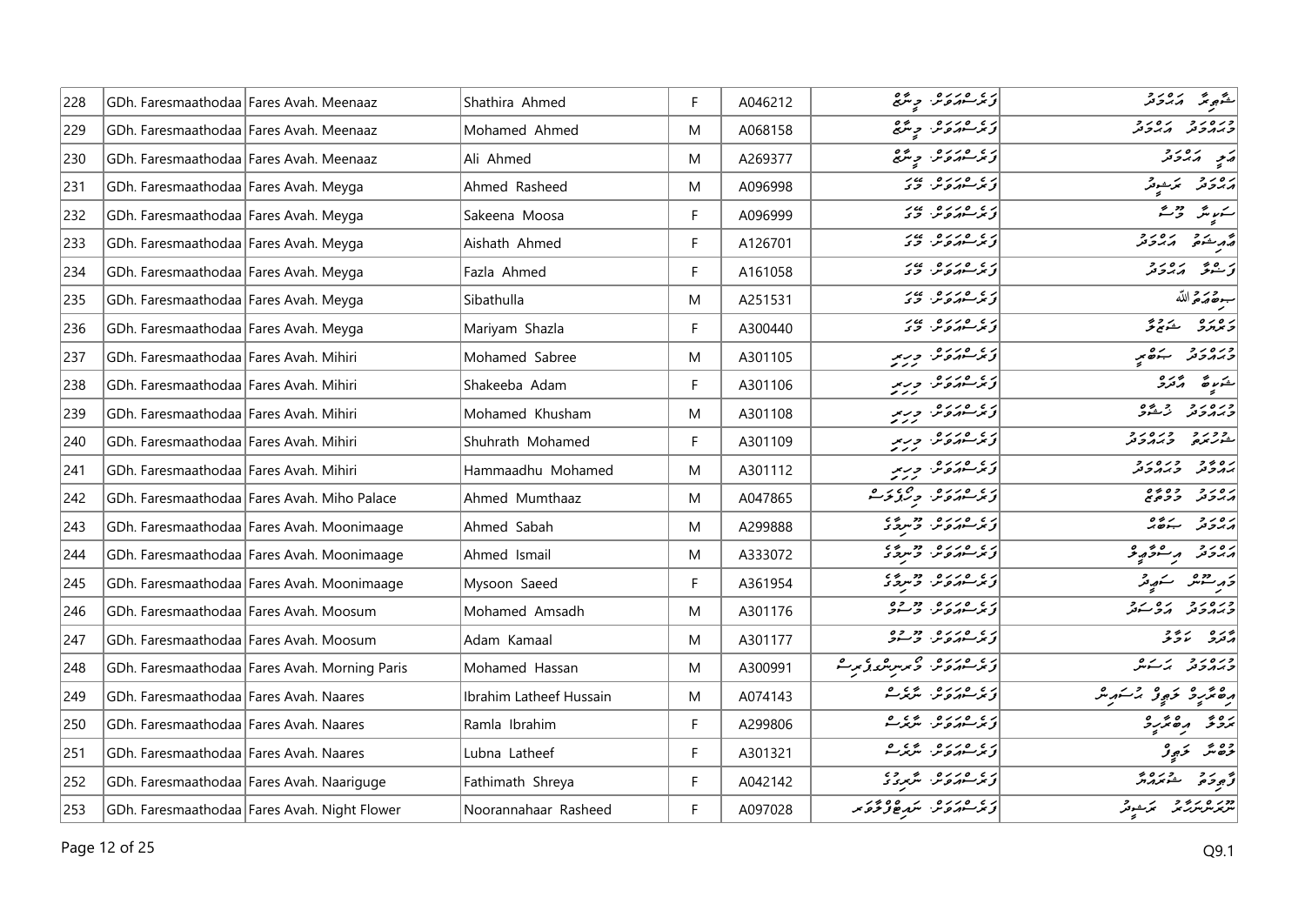| 228 | GDh. Faresmaathodaa | Fares Avah. Meenaaz | Shathira Ahmed | F | A046212 | ފަރެސްމާތޮޑާ. މީނާޒް | ޝާތިރާ އަޙްމަދު |
|---|---|---|---|---|---|---|---|
| 229 | GDh. Faresmaathodaa | Fares Avah. Meenaaz | Mohamed Ahmed | M | A068158 | ފަރެސްމާތޮޑާ. މީނާޒް | މުޙައްމަދު އަޙްމަދު |
| 230 | GDh. Faresmaathodaa | Fares Avah. Meenaaz | Ali Ahmed | M | A269377 | ފަރެސްމާތޮޑާ. މީނާޒް | ޢަލީ އަޙްމަދު |
| 231 | GDh. Faresmaathodaa | Fares Avah. Meyga | Ahmed Rasheed | M | A096998 | ފަރެސްމާތޮޑާ. މޭގަ | އަޙްމަދު ރަޝީދު |
| 232 | GDh. Faresmaathodaa | Fares Avah. Meyga | Sakeena Moosa | F | A096999 | ފަރެސްމާތޮޑާ. މޭގަ | ސަކީނާ މޫސާ |
| 233 | GDh. Faresmaathodaa | Fares Avah. Meyga | Aishath Ahmed | F | A126701 | ފަރެސްމާތޮޑާ. މޭގަ | ޢާއިޝަތު އަޙްމަދު |
| 234 | GDh. Faresmaathodaa | Fares Avah. Meyga | Fazla Ahmed | F | A161058 | ފަރެސްމާތޮޑާ. މޭގަ | ފަޟްލާ އަޙްމަދު |
| 235 | GDh. Faresmaathodaa | Fares Avah. Meyga | Sibathulla | M | A251531 | ފަރެސްމާތޮޑާ. މޭގަ | ސިބަތުﷲ |
| 236 | GDh. Faresmaathodaa | Fares Avah. Meyga | Mariyam Shazla | F | A300440 | ފަރެސްމާތޮޑާ. މޭގަ | މަރިޔަމް ޝަޒްލާ |
| 237 | GDh. Faresmaathodaa | Fares Avah. Mihiri | Mohamed Sabree | M | A301105 | ފަރެސްމާތޮޑާ. މިހިރި | މުޙައްމަދު ސަބްރީ |
| 238 | GDh. Faresmaathodaa | Fares Avah. Mihiri | Shakeeba Adam | F | A301106 | ފަރެސްމާތޮޑާ. މިހިރި | ޝަކީބާ އާދަމް |
| 239 | GDh. Faresmaathodaa | Fares Avah. Mihiri | Mohamed Khusham | M | A301108 | ފަރެސްމާތޮޑާ. މިހިރި | މުޙައްމަދު ޚުޝާމް |
| 240 | GDh. Faresmaathodaa | Fares Avah. Mihiri | Shuhrath Mohamed | F | A301109 | ފަރެސްމާތޮޑާ. މިހިރި | ޝުހްރަތު މުޙައްމަދު |
| 241 | GDh. Faresmaathodaa | Fares Avah. Mihiri | Hammaadhu Mohamed | M | A301112 | ފަރެސްމާތޮޑާ. މިހިރި | ހައްމާދު މުޙައްމަދު |
| 242 | GDh. Faresmaathodaa | Fares Avah. Miho Palace | Ahmed Mumthaaz | M | A047865 | ފަރެސްމާތޮޑާ. މިހޮޕެލަސް | އަޙްމަދު މުމްތާޒު |
| 243 | GDh. Faresmaathodaa | Fares Avah. Moonimaage | Ahmed Sabah | M | A299888 | ފަރެސްމާތޮޑާ. މޫނިމާގެ | އަޙްމަދު ސަބާޙް |
| 244 | GDh. Faresmaathodaa | Fares Avah. Moonimaage | Ahmed Ismail | M | A333072 | ފަރެސްމާތޮޑާ. މޫނިމާގެ | އަޙްމަދު އިސްމާޢީލް |
| 245 | GDh. Faresmaathodaa | Fares Avah. Moonimaage | Mysoon Saeed | F | A361954 | ފަރެސްމާތޮޑާ. މޫނިމާގެ | މައިސޫން ސަޢީދު |
| 246 | GDh. Faresmaathodaa | Fares Avah. Moosum | Mohamed Amsadh | M | A301176 | ފަރެސްމާތޮޑާ. މޫސުމް | މުޙައްމަދު އަމްސަދު |
| 247 | GDh. Faresmaathodaa | Fares Avah. Moosum | Adam Kamaal | M | A301177 | ފަރެސްމާތޮޑާ. މޫސުމް | އާދަމްކަމާލް |
| 248 | GDh. Faresmaathodaa | Fares Avah. Morning Paris | Mohamed Hassan | M | A300991 | ފަރެސްމާތޮޑާ. މޯނިންގްޕެރިސް | މުޙައްމަދު ޙަސަން |
| 249 | GDh. Faresmaathodaa | Fares Avah. Naares | Ibrahim Latheef Hussain | M | A074143 | ފަރެސްމާތޮޑާ. ނާރެސް | އިބްރާހީމް ލަޠީފް ހުސައިން |
| 250 | GDh. Faresmaathodaa | Fares Avah. Naares | Ramla Ibrahim | F | A299806 | ފަރެސްމާތޮޑާ. ނާރެސް | ރަމްލާ އިބްރާހީމް |
| 251 | GDh. Faresmaathodaa | Fares Avah. Naares | Lubna Latheef | F | A301321 | ފަރެސްމާތޮޑާ. ނާރެސް | ލުބްނާ ލަޠީފް |
| 252 | GDh. Faresmaathodaa | Fares Avah. Naariguge | Fathimath Shreya | F | A042142 | ފަރެސްމާތޮޑާ. ނާރިގުގެ | ފާތިމަތު ޝްރޭޔާ |
| 253 | GDh. Faresmaathodaa | Fares Avah. Night Flower | Noorannahaar Rasheed | F | A097028 | ފަރެސްމާތޮޑާ. ނައިޓްފްލަވަރ | ނޫރަންނަހާރު ރަޝީދު |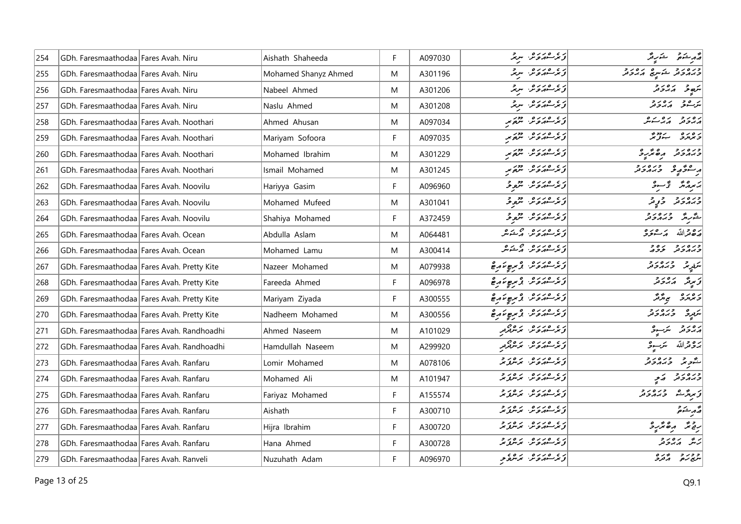| 254 | GDh. Faresmaathodaa | Fares Avah. Niru | Aishath Shaheeda | F | A097030 | ފަރެސްއަވަހް. ނިރު | އައިޝަތު ޝަހީދާ |
|---|---|---|---|---|---|---|---|
| 255 | GDh. Faresmaathodaa | Fares Avah. Niru | Mohamed Shanyz Ahmed | M | A301196 | ފަރެސްއަވަހް. ނިރު | މުހައްމަދު ޝަނީޒް އަހުމަދު |
| 256 | GDh. Faresmaathodaa | Fares Avah. Niru | Nabeel Ahmed | M | A301206 | ފަރެސްއަވަހް. ނިރު | ނަބީލް އަހުމަދު |
| 257 | GDh. Faresmaathodaa | Fares Avah. Niru | Naslu Ahmed | M | A301208 | ފަރެސްއަވަހް. ނިރު | ނަސްލު އަހުމަދު |
| 258 | GDh. Faresmaathodaa | Fares Avah. Noothari | Ahmed Ahusan | M | A097034 | ފަރެސްއަވަހް. ނޫތަރި | އަހުމަދު އަހުސަން |
| 259 | GDh. Faresmaathodaa | Fares Avah. Noothari | Mariyam Sofoora | F | A097035 | ފަރެސްއަވަހް. ނޫތަރި | މަރިޔަމް ސޮފޫރާ |
| 260 | GDh. Faresmaathodaa | Fares Avah. Noothari | Mohamed Ibrahim | M | A301229 | ފަރެސްއަވަހް. ނޫތަރި | މުހައްމަދު އިބްރާހިމް |
| 261 | GDh. Faresmaathodaa | Fares Avah. Noothari | Ismail Mohamed | M | A301245 | ފަރެސްއަވަހް. ނޫތަރި | އިސްމާއިލް މުހައްމަދު |
| 262 | GDh. Faresmaathodaa | Fares Avah. Noovilu | Hariyya Gasim | F | A096960 | ފަރެސްއަވަހް. ނޫވިލު | ހަރިއްޔާ ގާސިމް |
| 263 | GDh. Faresmaathodaa | Fares Avah. Noovilu | Mohamed Mufeed | M | A301041 | ފަރެސްއަވަހް. ނޫވިލު | މުހައްމަދު މުފީދު |
| 264 | GDh. Faresmaathodaa | Fares Avah. Noovilu | Shahiya Mohamed | F | A372459 | ފަރެސްއަވަހް. ނޫވިލު | ޝާހިޔާ މުހައްމަދު |
| 265 | GDh. Faresmaathodaa | Fares Avah. Ocean | Abdulla Aslam | M | A064481 | ފަރެސްއަވަހް. އޯޝަން | އަބްދުﷲ އަސްލަމް |
| 266 | GDh. Faresmaathodaa | Fares Avah. Ocean | Mohamed Lamu | M | A300414 | ފަރެސްއަވަހް. އޯޝަން | މުހައްމަދު ލަމު |
| 267 | GDh. Faresmaathodaa | Fares Avah. Pretty Kite | Nazeer Mohamed | M | A079938 | ފަރެސްއަވަހް. ޕްރިޓީކައިޓް | ނަޒީރު މުހައްމަދު |
| 268 | GDh. Faresmaathodaa | Fares Avah. Pretty Kite | Fareeda Ahmed | F | A096978 | ފަރެސްއަވަހް. ޕްރިޓީކައިޓް | ފަރީދާ އަހުމަދު |
| 269 | GDh. Faresmaathodaa | Fares Avah. Pretty Kite | Mariyam Ziyada | F | A300555 | ފަރެސްއަވަހް. ޕްރިޓީކައިޓް | މަރިޔަމް ޒިޔާދާ |
| 270 | GDh. Faresmaathodaa | Fares Avah. Pretty Kite | Nadheem Mohamed | M | A300556 | ފަރެސްއަވަހް. ޕްރިޓީކައިޓް | ނަދީމް މުހައްމަދު |
| 271 | GDh. Faresmaathodaa | Fares Avah. Randhoadhi | Ahmed Naseem | M | A101029 | ފަރެސްއަވަހް. ރަނދޯދި | އަހުމަދު ނަސީމް |
| 272 | GDh. Faresmaathodaa | Fares Avah. Randhoadhi | Hamdullah Naseem | M | A299920 | ފަރެސްއަވަހް. ރަނދޯދި | ހަމްދުﷲ ނަސީމް |
| 273 | GDh. Faresmaathodaa | Fares Avah. Ranfaru | Lomir Mohamed | M | A078106 | ފަރެސްއަވަހް. ރަންފަރު | ލޯމިރު މުހައްމަދު |
| 274 | GDh. Faresmaathodaa | Fares Avah. Ranfaru | Mohamed Ali | M | A101947 | ފަރެސްއަވަހް. ރަންފަރު | މުހައްމަދު އަލި |
| 275 | GDh. Faresmaathodaa | Fares Avah. Ranfaru | Fariyaz Mohamed | F | A155574 | ފަރެސްއަވަހް. ރަންފަރު | ފަރިޔާޒް މުހައްމަދު |
| 276 | GDh. Faresmaathodaa | Fares Avah. Ranfaru | Aishath | F | A300710 | ފަރެސްއަވަހް. ރަންފަރު | އައިޝަތު |
| 277 | GDh. Faresmaathodaa | Fares Avah. Ranfaru | Hijra Ibrahim | F | A300720 | ފަރެސްއަވަހް. ރަންފަރު | ހިޖްރާ އިބްރާހިމް |
| 278 | GDh. Faresmaathodaa | Fares Avah. Ranfaru | Hana Ahmed | F | A300728 | ފަރެސްއަވަހް. ރަންފަރު | ހަނާ އަހުމަދު |
| 279 | GDh. Faresmaathodaa | Fares Avah. Ranveli | Nuzuhath Adam | F | A096970 | ފަރެސްއަވަހް. ރަންވެލި | ނުޒުހަތު އާދަމް |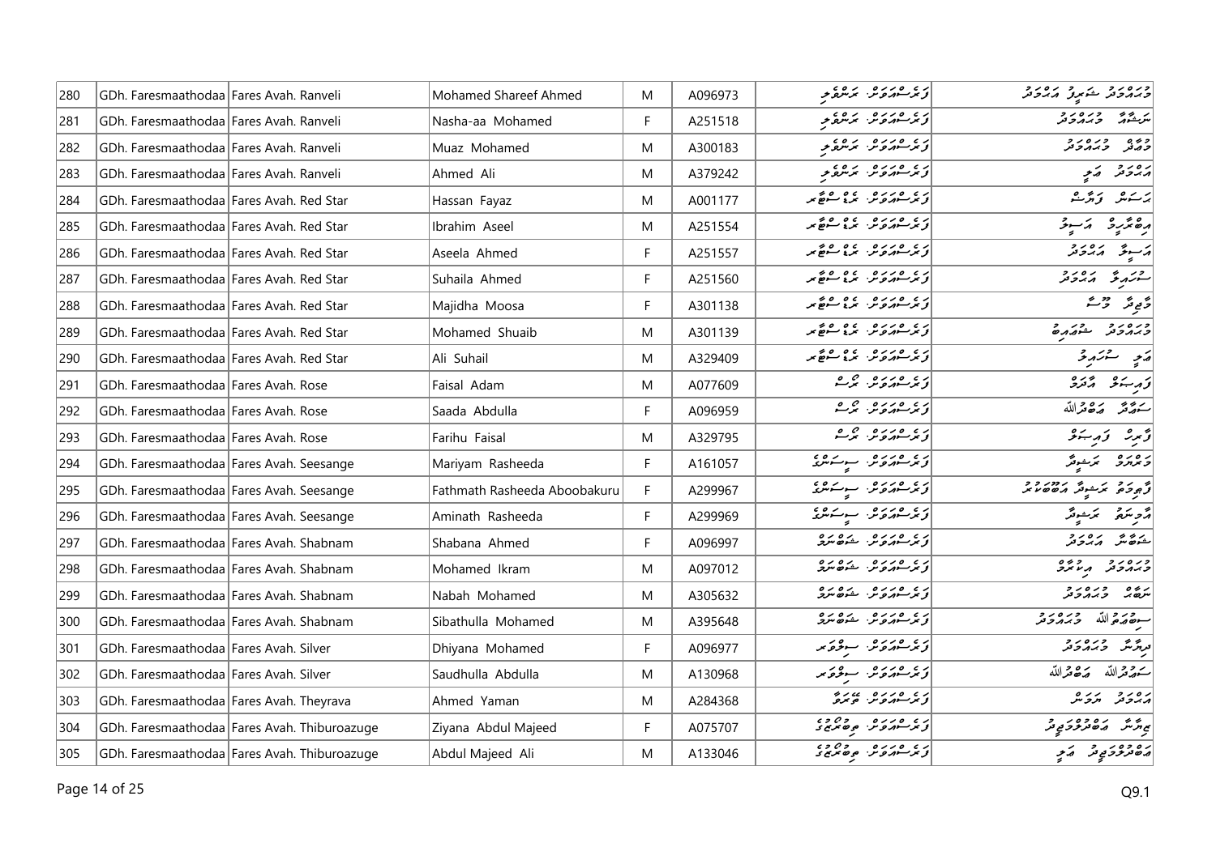| 280 | GDh. Faresmaathodaa | Fares Avah. Ranveli | Mohamed Shareef Ahmed | M | A096973 | ފަރެސްމާތޮޑާ. ރަންވެލި | މުހައްމަދު ޝަރީފު އަހުމަދު |
|---|---|---|---|---|---|---|---|
| 281 | GDh. Faresmaathodaa | Fares Avah. Ranveli | Nasha-aa Mohamed | F | A251518 | ފަރެސްމާތޮޑާ. ރަންވެލި | ނަޝްއާ މުހައްމަދު |
| 282 | GDh. Faresmaathodaa | Fares Avah. Ranveli | Muaz Mohamed | M | A300183 | ފަރެސްމާތޮޑާ. ރަންވެލި | މުޢާޛު މުހައްމަދު |
| 283 | GDh. Faresmaathodaa | Fares Avah. Ranveli | Ahmed Ali | M | A379242 | ފަރެސްމާތޮޑާ. ރަންވެލި | އަހުމަދު އަލި |
| 284 | GDh. Faresmaathodaa | Fares Avah. Red Star | Hassan Fayaz | M | A001177 | ފަރެސްމާތޮޑާ. ރެޑް ސްޓާރ | ހަސަން ފައްޔާޒް |
| 285 | GDh. Faresmaathodaa | Fares Avah. Red Star | Ibrahim Aseel | M | A251554 | ފަރެސްމާތޮޑާ. ރެޑް ސްޓާރ | އިބްރާހީމް އަސީލް |
| 286 | GDh. Faresmaathodaa | Fares Avah. Red Star | Aseela Ahmed | F | A251557 | ފަރެސްމާތޮޑާ. ރެޑް ސްޓާރ | އަސީލާ އަހުމަދު |
| 287 | GDh. Faresmaathodaa | Fares Avah. Red Star | Suhaila Ahmed | F | A251560 | ފަރެސްމާތޮޑާ. ރެޑް ސްޓާރ | ސުހައިލާ އަހުމަދު |
| 288 | GDh. Faresmaathodaa | Fares Avah. Red Star | Majidha Moosa | F | A301138 | ފަރެސްމާތޮޑާ. ރެޑް ސްޓާރ | މާޖިދާ މޫސާ |
| 289 | GDh. Faresmaathodaa | Fares Avah. Red Star | Mohamed Shuaib | M | A301139 | ފަރެސްމާތޮޑާ. ރެޑް ސްޓާރ | މުހައްމަދު ޝުޢައިބު |
| 290 | GDh. Faresmaathodaa | Fares Avah. Red Star | Ali Suhail | M | A329409 | ފަރެސްމާތޮޑާ. ރެޑް ސްޓާރ | އަލި ސުހައިލް |
| 291 | GDh. Faresmaathodaa | Fares Avah. Rose | Faisal Adam | M | A077609 | ފަރެސްމާތޮޑާ. ރޯޒް | ފައިސަލް އާދަމް |
| 292 | GDh. Faresmaathodaa | Fares Avah. Rose | Saada Abdulla | F | A096959 | ފަރެސްމާތޮޑާ. ރޯޒް | ސަޢުދާ އަބްދުﷲ |
| 293 | GDh. Faresmaathodaa | Fares Avah. Rose | Farihu Faisal | M | A329795 | ފަރެސްމާތޮޑާ. ރޯޒް | ފާރިހު ފައިސަލް |
| 294 | GDh. Faresmaathodaa | Fares Avah. Seesange | Mariyam Rasheeda | F | A161057 | ފަރެސްމާތޮޑާ. ސީސަންގެ | މަރިޔަމް ރަޝީދާ |
| 295 | GDh. Faresmaathodaa | Fares Avah. Seesange | Fathmath Rasheeda Aboobakuru | F | A299967 | ފަރެސްމާތޮޑާ. ސީސަންގެ | ފާތިމަތު ރަޝީދާ އަބޫބަކުރު |
| 296 | GDh. Faresmaathodaa | Fares Avah. Seesange | Aminath Rasheeda | F | A299969 | ފަރެސްމާތޮޑާ. ސީސަންގެ | އާމިނަތު ރަޝީދާ |
| 297 | GDh. Faresmaathodaa | Fares Avah. Shabnam | Shabana Ahmed | F | A096997 | ފަރެސްމާތޮޑާ. ޝަބްނަމް | ޝަބާނާ އަހުމަދު |
| 298 | GDh. Faresmaathodaa | Fares Avah. Shabnam | Mohamed Ikram | M | A097012 | ފަރެސްމާތޮޑާ. ޝަބްނަމް | މުހައްމަދު އިކްރާމް |
| 299 | GDh. Faresmaathodaa | Fares Avah. Shabnam | Nabah Mohamed | M | A305632 | ފަރެސްމާތޮޑާ. ޝަބްނަމް | ނަބާހް މުހައްމަދު |
| 300 | GDh. Faresmaathodaa | Fares Avah. Shabnam | Sibathulla Mohamed | M | A395648 | ފަރެސްމާތޮޑާ. ޝަބްނަމް | ސިބްޣަތުﷲ މުހައްމަދު |
| 301 | GDh. Faresmaathodaa | Fares Avah. Silver | Dhiyana Mohamed | F | A096977 | ފަރެސްމާތޮޑާ. ސިލްވަރ | ދިޔާނާ މުހައްމަދު |
| 302 | GDh. Faresmaathodaa | Fares Avah. Silver | Saudhulla Abdulla | M | A130968 | ފަރެސްމާތޮޑާ. ސިލްވަރ | ސަޢުދުﷲ އަބްދުﷲ |
| 303 | GDh. Faresmaathodaa | Fares Avah. Theyrava | Ahmed Yaman | M | A284368 | ފަރެސްމާތޮޑާ. ތޭރަވާ | އަހުމަދު ޔަމަން |
| 304 | GDh. Faresmaathodaa | Fares Avah. Thiburoazuge | Ziyana Abdul Majeed | F | A075707 | ފަރެސްމާތޮޑާ. ތިބުރޯޒުގެ | ޒިޔާނާ އަބްދުލްމަޖީދު |
| 305 | GDh. Faresmaathodaa | Fares Avah. Thiburoazuge | Abdul Majeed Ali | M | A133046 | ފަރެސްމާތޮޑާ. ތިބުރޯޒުގެ | އަބްދުލްމަޖީދު އަލި |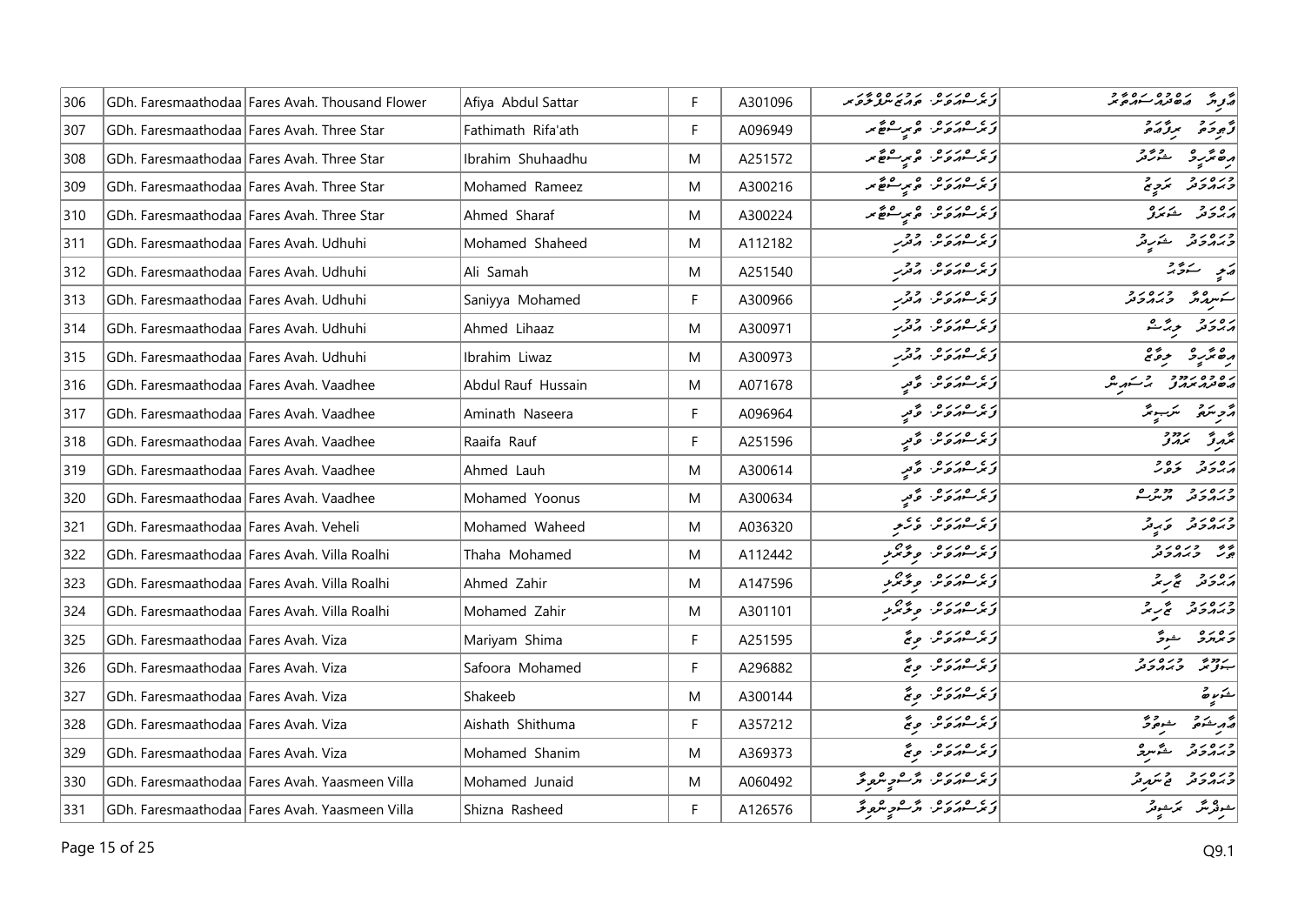| 306 | GDh. Faresmaathodaa | Fares Avah. Thousand Flower | Afiya Abdul Sattar | F | A301096 | ފަރެސްމާތޮޑާ. ތައުޒަންޑްފްލަވަރ | އާފިޔާ އަބްދުލްސައްތާރު |
|---|---|---|---|---|---|---|---|
| 307 | GDh. Faresmaathodaa | Fares Avah. Three Star | Fathimath Rifa'ath | F | A096949 | ފަރެސްމާތޮޑާ. ތްރީސްޓާރ | ފާތިމަތު ރިފްއަތު |
| 308 | GDh. Faresmaathodaa | Fares Avah. Three Star | Ibrahim Shuhaadhu | M | A251572 | ފަރެސްމާތޮޑާ. ތްރީސްޓާރ | އިބްރާހީމް ޝުހާދު |
| 309 | GDh. Faresmaathodaa | Fares Avah. Three Star | Mohamed Rameez | M | A300216 | ފަރެސްމާތޮޑާ. ތްރީސްޓާރ | މުހައްމަދު ރަމީޒު |
| 310 | GDh. Faresmaathodaa | Fares Avah. Three Star | Ahmed Sharaf | M | A300224 | ފަރެސްމާތޮޑާ. ތްރީސްޓާރ | އަހްމަދު ޝަރަފް |
| 311 | GDh. Faresmaathodaa | Fares Avah. Udhuhi | Mohamed Shaheed | M | A112182 | ފަރެސްމާތޮޑާ. އުދުހި | މުހައްމަދު ޝަހީދު |
| 312 | GDh. Faresmaathodaa | Fares Avah. Udhuhi | Ali Samah | M | A251540 | ފަރެސްމާތޮޑާ. އުދުހި | އަލި ސަމާހު |
| 313 | GDh. Faresmaathodaa | Fares Avah. Udhuhi | Saniyya Mohamed | F | A300966 | ފަރެސްމާތޮޑާ. އުދުހި | ސަނިއްޔާ މުހައްމަދު |
| 314 | GDh. Faresmaathodaa | Fares Avah. Udhuhi | Ahmed Lihaaz | M | A300971 | ފަރެސްމާތޮޑާ. އުދުހި | އަހްމަދު ލިހާޒް |
| 315 | GDh. Faresmaathodaa | Fares Avah. Udhuhi | Ibrahim Liwaz | M | A300973 | ފަރެސްމާތޮޑާ. އުދުހި | އިބްރާހީމް ލިވާޒް |
| 316 | GDh. Faresmaathodaa | Fares Avah. Vaadhee | Abdul Rauf Hussain | M | A071678 | ފަރެސްމާތޮޑާ. ވާދީ | އަބްދުލްރައުފް ހުސައިން |
| 317 | GDh. Faresmaathodaa | Fares Avah. Vaadhee | Aminath Naseera | F | A096964 | ފަރެސްމާތޮޑާ. ވާދީ | އާމިނަތު ނަސީރާ |
| 318 | GDh. Faresmaathodaa | Fares Avah. Vaadhee | Raaifa Rauf | F | A251596 | ފަރެސްމާތޮޑާ. ވާދީ | ރާއިފާ ރައުފް |
| 319 | GDh. Faresmaathodaa | Fares Avah. Vaadhee | Ahmed Lauh | M | A300614 | ފަރެސްމާތޮޑާ. ވާދީ | އަހްމަދު ލަވުހު |
| 320 | GDh. Faresmaathodaa | Fares Avah. Vaadhee | Mohamed Yoonus | M | A300634 | ފަރެސްމާތޮޑާ. ވާދީ | މުހައްމަދު ޔޫނުސް |
| 321 | GDh. Faresmaathodaa | Fares Avah. Veheli | Mohamed Waheed | M | A036320 | ފަރެސްމާތޮޑާ. ވެހެލި | މުހައްމަދު ވަހީދު |
| 322 | GDh. Faresmaathodaa | Fares Avah. Villa Roalhi | Thaha Mohamed | M | A112442 | ފަރެސްމާތޮޑާ. ވިލަރޯޅި | ތާހާ މުހައްމަދު |
| 323 | GDh. Faresmaathodaa | Fares Avah. Villa Roalhi | Ahmed Zahir | M | A147596 | ފަރެސްމާތޮޑާ. ވިލަރޯޅި | އަހްމަދު ޒާހިރު |
| 324 | GDh. Faresmaathodaa | Fares Avah. Villa Roalhi | Mohamed Zahir | M | A301101 | ފަރެސްމާތޮޑާ. ވިލަރޯޅި | މުހައްމަދު ޒާހިރު |
| 325 | GDh. Faresmaathodaa | Fares Avah. Viza | Mariyam Shima | F | A251595 | ފަރެސްމާތޮޑާ. ވިޒާ | މަރިޔަމް ޝިމާ |
| 326 | GDh. Faresmaathodaa | Fares Avah. Viza | Safoora Mohamed | F | A296882 | ފަރެސްމާތޮޑާ. ވިޒާ | ޞަފޫރާ މުހައްމަދު |
| 327 | GDh. Faresmaathodaa | Fares Avah. Viza | Shakeeb | M | A300144 | ފަރެސްމާތޮޑާ. ވިޒާ | ޝަކީބް |
| 328 | GDh. Faresmaathodaa | Fares Avah. Viza | Aishath Shithuma | F | A357212 | ފަރެސްމާތޮޑާ. ވިޒާ | އާއިޝަތު ޝިތުމާ |
| 329 | GDh. Faresmaathodaa | Fares Avah. Viza | Mohamed Shanim | M | A369373 | ފަރެސްމާތޮޑާ. ވިޒާ | މުހައްމަދު ޝާނިމް |
| 330 | GDh. Faresmaathodaa | Fares Avah. Yaasmeen Villa | Mohamed Junaid | M | A060492 | ފަރެސްމާތޮޑާ. ޔާސްމީންވިލާ | މުހައްމަދު ޖުނައިދު |
| 331 | GDh. Faresmaathodaa | Fares Avah. Yaasmeen Villa | Shizna Rasheed | F | A126576 | ފަރެސްމާތޮޑާ. ޔާސްމީންވިލާ | ޝިޒްނާ ރަޝީދު |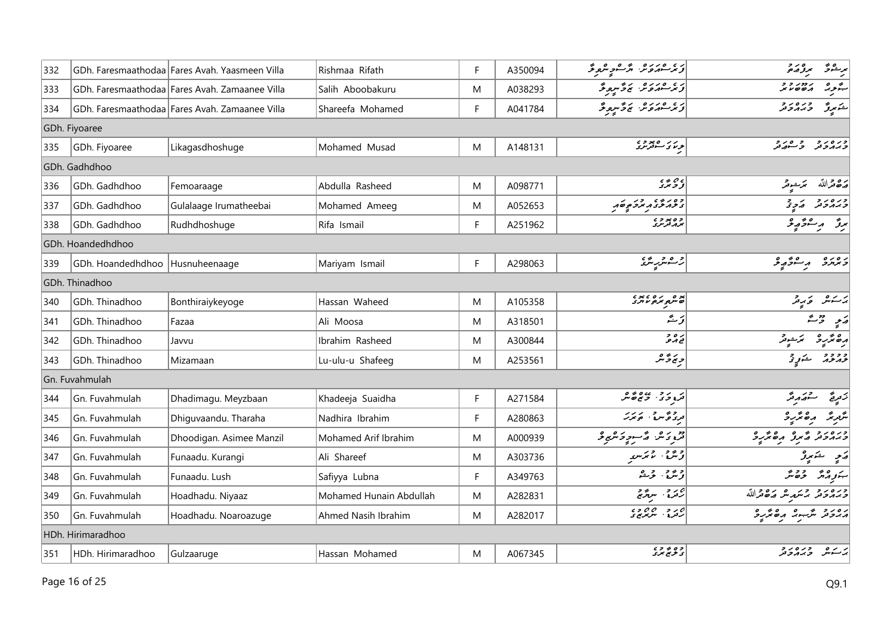| 332 | GDh. Faresmaathodaa | Fares Avah. Yaasmeen Villa | Rishmaa Rifath | F | A350094 | ފަރެސްއަވަަހް. ޔާސްމީންވިލާ | ރިޝްމާ ރިފްއަތު |
|---|---|---|---|---|---|---|---|
| 333 | GDh. Faresmaathodaa | Fares Avah. Zamaanee Villa | Salih Aboobakuru | M | A038293 | ފަރެސްއަވަހް. ޒަމާނީވިލާ | ސާލިހް އަބޫބަކުރު |
| 334 | GDh. Faresmaathodaa | Fares Avah. Zamaanee Villa | Shareefa Mohamed | F | A041784 | ފަރެސްއަވަހް. ޒަމާނީވިލާ | ޝަރީފާ މުހައްމަދު |
| GDh. Fiyoaree | | | | | | | |
| 335 | GDh. Fiyoaree | Likagasdhoshuge | Mohamed Musad | M | A148131 | ލިކަގަސްދޮށުގެ | މުހައްމަދު މުސްޢަދު |
| GDh. Gadhdhoo | | | | | | | |
| 336 | GDh. Gadhdhoo | Femoaraage | Abdulla Rasheed | M | A098771 | ފެމޯރާގެ | އަބްދުﷲ ރަޝީދު |
| 337 | GDh. Gadhdhoo | Gulalaage Irumatheebai | Mohamed Ameeg | M | A052653 | ގުލަލާގެ އިރުމަތީބައި | މުހައްމަދު އަމީގު |
| 338 | GDh. Gadhdhoo | Rudhdhoshuge | Rifa Ismail | F | A251962 | ރުއްދޮށުގެ | ރިފާ އިސްމާޢީލް |
| GDh. Hoandedhdhoo | | | | | | | |
| 339 | GDh. Hoandedhdhoo | Husnuheenaage | Mariyam Ismail | F | A298063 | ހުސްނުހީނާގެ | މަރިޔަމް އިސްމާޢީލް |
| GDh. Thinadhoo | | | | | | | |
| 340 | GDh. Thinadhoo | Bonthiraiykeyoge | Hassan Waheed | M | A105358 | ބޮންތިރައިކެޔޮގެ | ހަސަން ވަހީދު |
| 341 | GDh. Thinadhoo | Fazaa | Ali Moosa | M | A318501 | ފަޒާ | އަލި މޫސާ |
| 342 | GDh. Thinadhoo | Javvu | Ibrahim Rasheed | M | A300844 | ޖައްވު | އިބްރާހީމް ރަޝީދު |
| 343 | GDh. Thinadhoo | Mizamaan | Lu-ulu-u Shafeeg | M | A253561 | މިޒަމާން | ލުއުލުއު ޝަފީގު |
| Gn. Fuvahmulah | | | | | | | |
| 344 | Gn. Fuvahmulah | Dhadimagu. Meyzbaan | Khadeeja Suaidha | F | A271584 | ދަޑިމަގު. މޭޒްބާން | ޚަދީޖާ ސުޢައިދާ |
| 345 | Gn. Fuvahmulah | Dhiguvaandu. Tharaha | Nadhira Ibrahim | F | A280863 | ދިގުވާންޑު. ތަރަހަ | ނާދިރާ އިބްރާހީމް |
| 346 | Gn. Fuvahmulah | Dhoodigan. Asimee Manzil | Mohamed Arif Ibrahim | M | A000939 | ދޫޑިގަން. އާސިމީމަންޒިލް | މުހައްމަދު އާރިފް އިބްރާހީމް |
| 347 | Gn. Fuvahmulah | Funaadu. Kurangi | Ali Shareef | M | A303736 | ފުނާޑު. ކުރަނގި | އަލި ޝަރީފް |
| 348 | Gn. Fuvahmulah | Funaadu. Lush | Safiyya Lubna | F | A349763 | ފުނާޑު. ލުޝް | ޞަފިއްޔާ ލުބްނާ |
| 349 | Gn. Fuvahmulah | Hoadhadu. Niyaaz | Mohamed Hunain Abdullah | M | A282831 | ހޯދަޑު. ނިޔާޒް | މުހައްމަދު ހުނައިން އަބްދުﷲ |
| 350 | Gn. Fuvahmulah | Hoadhadu. Noaroazuge | Ahmed Nasih Ibrahim | M | A282017 | ހޯދަޑު. ނޫރޯޒުގެ | އަޙްމަދު ނާޞިޙް އިބްރާހީމް |
| HDh. Hirimaradhoo | | | | | | | |
| 351 | HDh. Hirimaradhoo | Gulzaaruge | Hassan Mohamed | M | A067345 | ގުލްޒާރުގެ | ހަސަން މުހައްމަދު |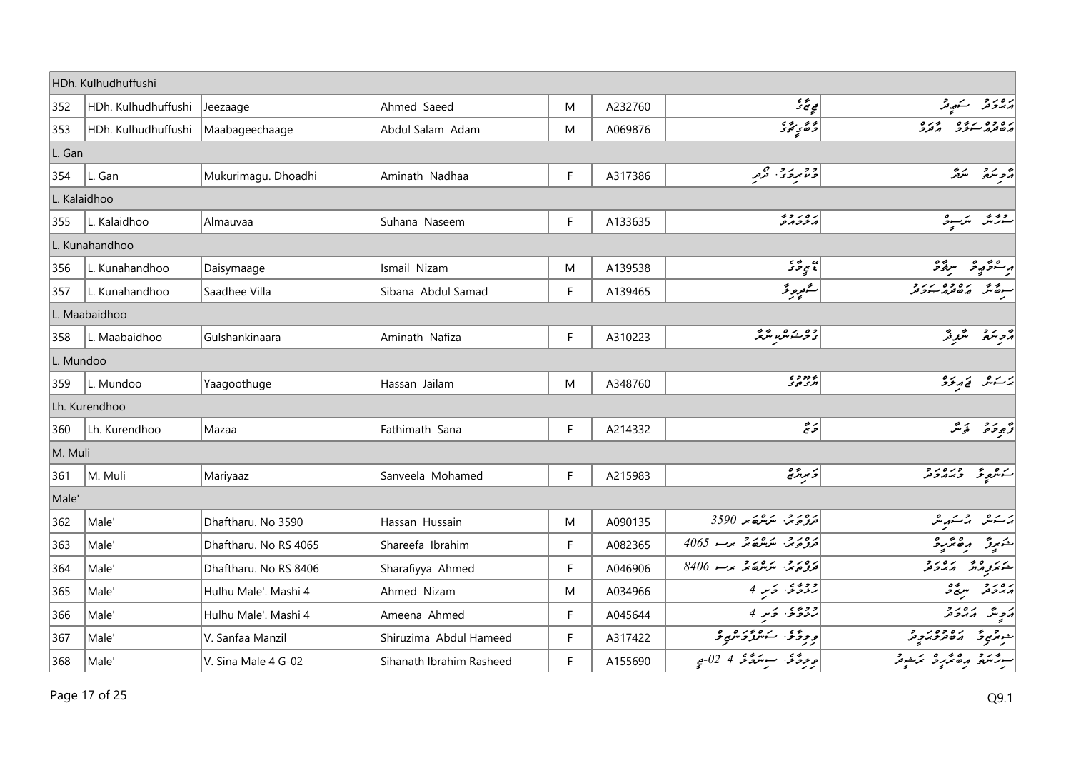| | | | | | | | |
|---|---|---|---|---|---|---|---|
| HDh. Kulhudhuffushi | | | | | | | |
| 352 | HDh. Kulhudhuffushi | Jeezaage | Ahmed Saeed | M | A232760 | ޖީޒާގެ | އަހުމަދު ސަޢީދު |
| 353 | HDh. Kulhudhuffushi | Maabageechaage | Abdul Salam Adam | M | A069876 | މާބަގީޗާގެ | އަބްދުލްސަލާމް އާދަމް |
| L. Gan | | | | | | | |
| 354 | L. Gan | Mukurimagu. Dhoadhi | Aminath Nadhaa | F | A317386 | މުކުރިމަގު. ދޯދި | އާމިނަތު ނަދާ |
| L. Kalaidhoo | | | | | | | |
| 355 | L. Kalaidhoo | Almauvaa | Suhana Naseem | F | A133635 | އަލްމައުވާ | ސުހާނާ ނަސީމް |
| L. Kunahandhoo | | | | | | | |
| 356 | L. Kunahandhoo | Daisymaage | Ismail Nizam | M | A139538 | ޑޭޒީމާގެ | އިސްމާއިލް ނިޒާމް |
| 357 | L. Kunahandhoo | Saadhee Villa | Sibana Abdul Samad | F | A139465 | ސާދީވިލާ | ސިބާނާ އަބްދުލްސަމަދު |
| L. Maabaidhoo | | | | | | | |
| 358 | L. Maabaidhoo | Gulshankinaara | Aminath Nafiza | F | A310223 | ގުލްޝަންކިނާރާ | އާމިނަތު ނާފިޒާ |
| L. Mundoo | | | | | | | |
| 359 | L. Mundoo | Yaagoothuge | Hassan Jailam | M | A348760 | ޔާގޫތުގެ | ހަސަން ޖައިލަމް |
| Lh. Kurendhoo | | | | | | | |
| 360 | Lh. Kurendhoo | Mazaa | Fathimath Sana | F | A214332 | މަޒާ | ފާތިމަތު ސަނާ |
| M. Muli | | | | | | | |
| 361 | M. Muli | Mariyaaz | Sanveela Mohamed | F | A215983 | މަރިޔާޒް | ސަންވީލާ މުހައްމަދު |
| Male' | | | | | | | |
| 362 | Male' | Dhaftharu. No 3590 | Hassan Hussain | M | A090135 | ދަފްތަރު. ނަންބަރު 3590 | ހަސަން ހުސައިން |
| 363 | Male' | Dhaftharu. No RS 4065 | Shareefa Ibrahim | F | A082365 | ދަފްތަރު. ނަންބަރު އާރްއެސް 4065 | ޝަރީފާ އިބްރާހީމް |
| 364 | Male' | Dhaftharu. No RS 8406 | Sharafiyya Ahmed | F | A046906 | ދަފްތަރު. ނަންބަރު އާރްއެސް 8406 | ޝަރަފިއްޔާ އަހުމަދު |
| 365 | Male' | Hulhu Male'. Mashi 4 | Ahmed Nizam | M | A034966 | ހުޅުމާލެ. މަޝި 4 | އަހުމަދު ނިޒާމް |
| 366 | Male' | Hulhu Male'. Mashi 4 | Ameena Ahmed | F | A045644 | ހުޅުމާލެ. މަޝި 4 | އަމީނާ އަހުމަދު |
| 367 | Male' | V. Sanfaa Manzil | Shiruzima Abdul Hameed | F | A317422 | ވިލިމާލެ. ސަންފާމަންޒިލް | ޝިރުޒިމާ އަބްދުލްހަމީދު |
| 368 | Male' | V. Sina Male 4 G-02 | Sihanath Ibrahim Rasheed | F | A155690 | ވިލިމާލެ. ސިނަމާލެ 4 02-ޖީ | ސިހަނަތު އިބްރާހީމް ރަޝީދު |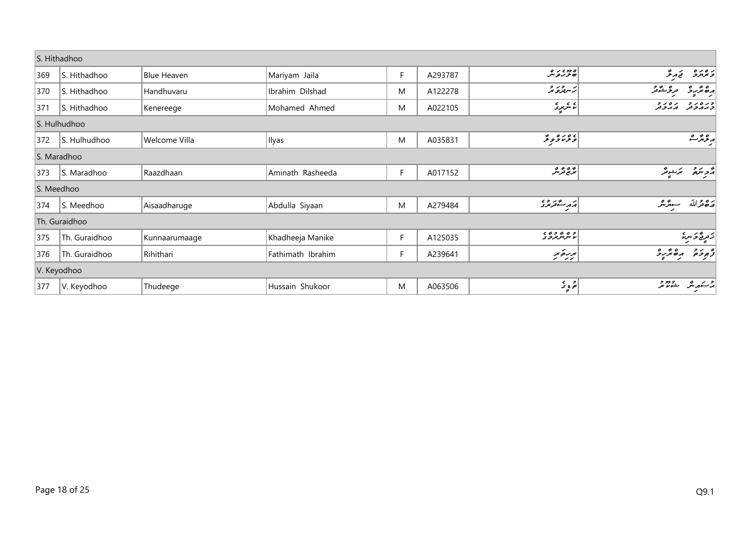| | | | | | | | |
|---|---|---|---|---|---|---|---|
| S. Hithadhoo | | | | | | | |
| 369 | S. Hithadhoo | Blue Heaven | Mariyam Jaila | F | A293787 | ބްލޫހެވަން | މަރިޔަމް ޖައިލާ |
| 370 | S. Hithadhoo | Handhuvaru | Ibrahim Dilshad | M | A122278 | ހަނދުވަރު | އިބްރާހީމް ދިލްޝާދު |
| 371 | S. Hithadhoo | Kenereege | Mohamed Ahmed | M | A022105 | ކެނެރީގެ | މުޙައްމަދު އަޙްމަދު |
| S. Hulhudhoo | | | | | | | |
| 372 | S. Hulhudhoo | Welcome Villa | Ilyas | M | A035831 | ވެލްކަމްވިލާ | އިލްޔާސް |
| S. Maradhoo | | | | | | | |
| 373 | S. Maradhoo | Raazdhaan | Aminath Rasheeda | F | A017152 | ރާޒްދާން | އާމިނަތު ރަޝީދާ |
| S. Meedhoo | | | | | | | |
| 374 | S. Meedhoo | Aisaadharuge | Abdulla Siyaan | M | A279484 | އައިސާދަރުގެ | އަބްދުﷲ ސިޔާން |
| Th. Guraidhoo | | | | | | | |
| 375 | Th. Guraidhoo | Kunnaarumaage | Khadheeja Manike | F | A125035 | ކުންނާރުމާގެ | ޚަދީޖާ މަނިކެ |
| 376 | Th. Guraidhoo | Rihithari | Fathimath Ibrahim | F | A239641 | ރިހިތަރި | ފާތިމަތު އިބްރާހީމް |
| V. Keyodhoo | | | | | | | |
| 377 | V. Keyodhoo | Thudeege | Hussain Shukoor | M | A063506 | ތުޑީގެ | ޙުސައިން ޝުކޫރު |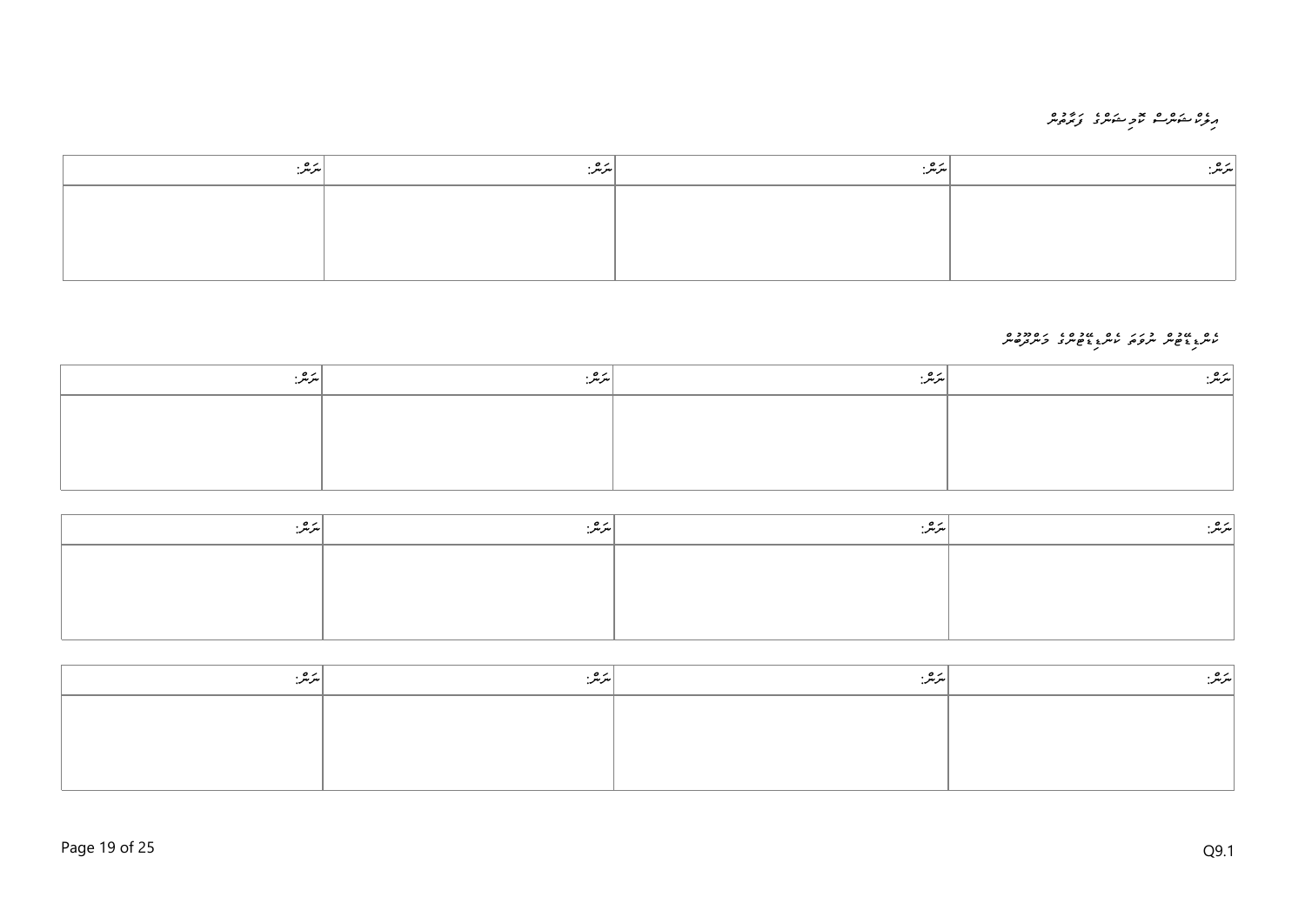ދިވެހި ބަހުގެ އެހެނިހެން ބަސްތައް

| ނަންބަރު: | ނަންބަރު: | ނަންބަރު: | ނަންބަރު: |
|---|---|---|---|
| | | | |

އެއްވެސް ގޮތަކަށް ބައިވެރިނުވާ މަސައްކަތްތައް

| ނަންބަރު: | ނަންބަރު: | ނަންބަރު: | ނަންބަރު: |
|---|---|---|---|
| | | | |

| ނަންބަރު: | ނަންބަރު: | ނަންބަރު: | ނަންބަރު: |
|---|---|---|---|
| | | | |

| ނަންބަރު: | ނަންބަރު: | ނަންބަރު: | ނަންބަރު: |
|---|---|---|---|
| | | | |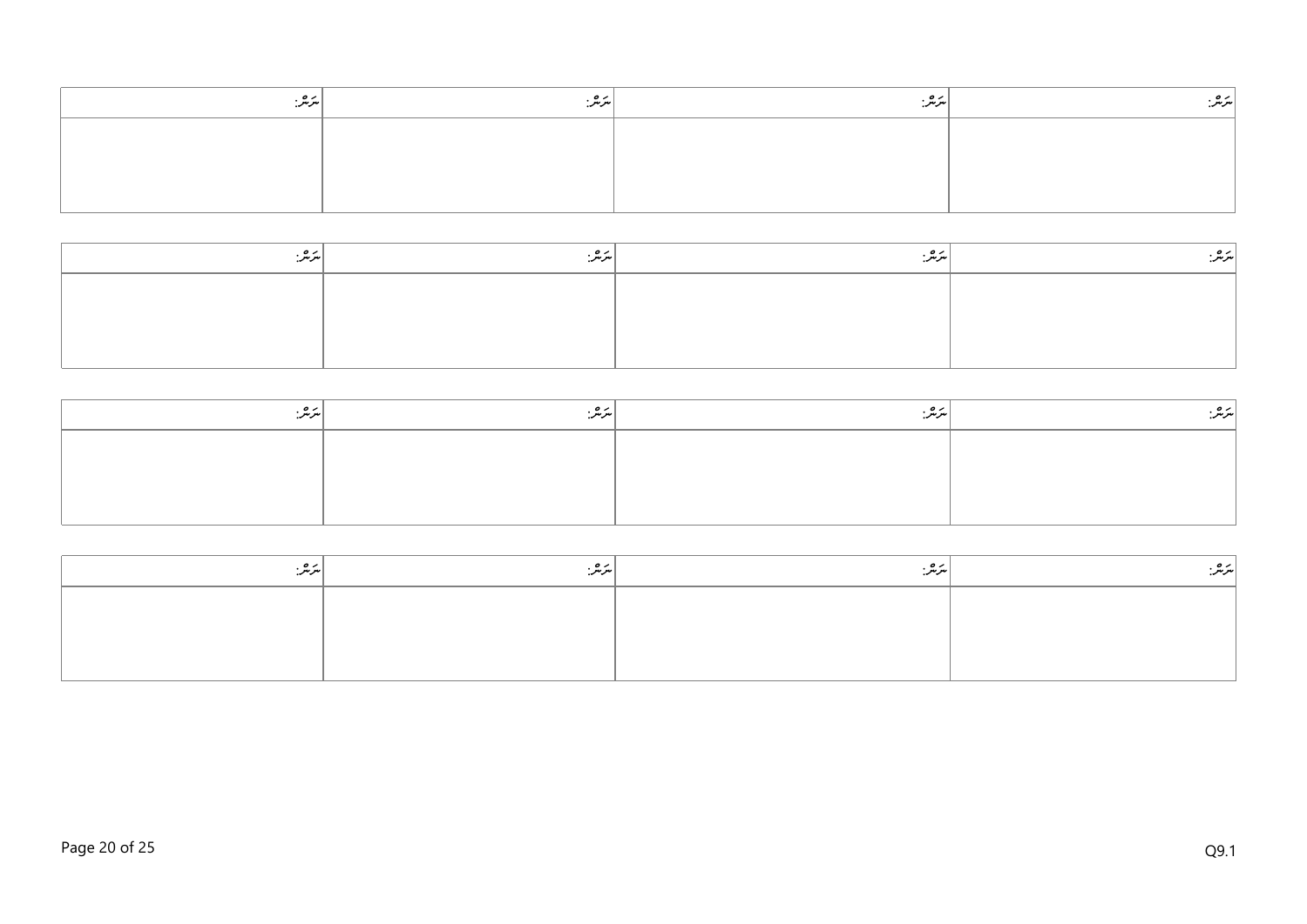| ނަންބަރު: | ނަންބަރު: | ނަންބަރު: | ނަންބަރު: |
| --- | --- | --- | --- |
| | | | |

| ނަންބަރު: | ނަންބަރު: | ނަންބަރު: | ނަންބަރު: |
| --- | --- | --- | --- |
| | | | |

| ނަންބަރު: | ނަންބަރު: | ނަންބަރު: | ނަންބަރު: |
| --- | --- | --- | --- |
| | | | |

| ނަންބަރު: | ނަންބަރު: | ނަންބަރު: | ނަންބަރު: |
| --- | --- | --- | --- |
| | | | |

Q9.1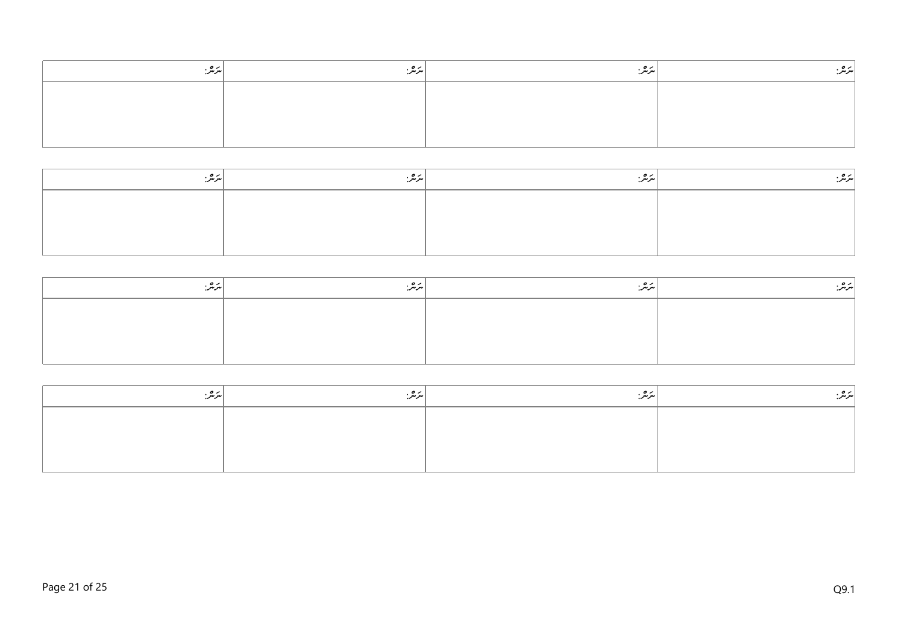| ނަރުދ: | ނަރުދ: | ނަރުދ: | ނަރުދ: |
| --- | --- | --- | --- |
| | | | |

| ނަރުދ: | ނަރުދ: | ނަރުދ: | ނަރުދ: |
| --- | --- | --- | --- |
| | | | |

| ނަރުދ: | ނަރުދ: | ނަރުދ: | ނަރުދ: |
| --- | --- | --- | --- |
| | | | |

| ނަރުދ: | ނަރުދ: | ނަރުދ: | ނަރުދ: |
| --- | --- | --- | --- |
| | | | |

Q9.1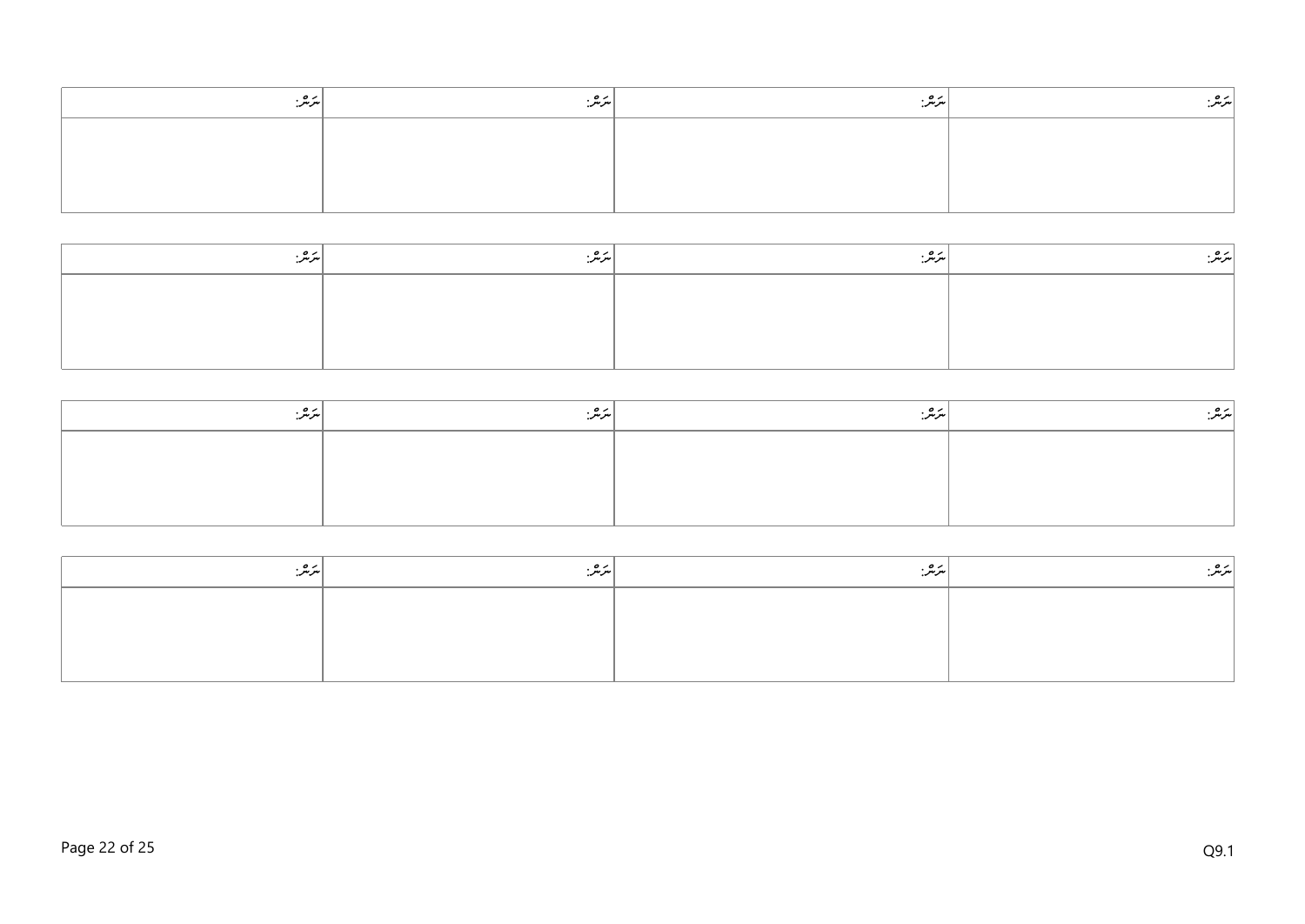| ނަރަދ: | ނަރަދ: | ނަރަދ: | ނަރަދ: |
| --- | --- | --- | --- |
| | | | |

| ނަރަދ: | ނަރަދ: | ނަރަދ: | ނަރަދ: |
| --- | --- | --- | --- |
| | | | |

| ނަރަދ: | ނަރަދ: | ނަރަދ: | ނަރަދ: |
| --- | --- | --- | --- |
| | | | |

| ނަރަދ: | ނަރަދ: | ނަރަދ: | ނަރަދ: |
| --- | --- | --- | --- |
| | | | |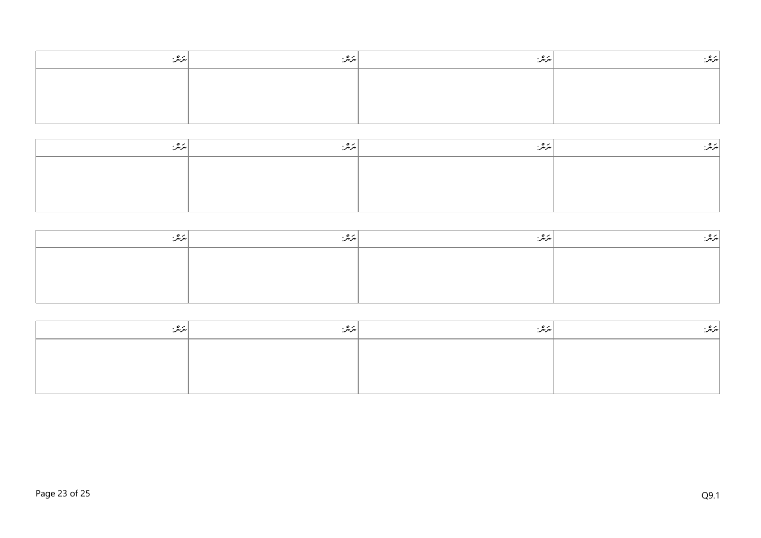| ނަރަތް: | ނަރަތް: | ނަރަތް: | ނަރަތް: |
| --- | --- | --- | --- |
| | | | |

| ނަރަތް: | ނަރަތް: | ނަރަތް: | ނަރަތް: |
| --- | --- | --- | --- |
| | | | |

| ނަރަތް: | ނަރަތް: | ނަރަތް: | ނަރަތް: |
| --- | --- | --- | --- |
| | | | |

| ނަރަތް: | ނަރަތް: | ނަރަތް: | ނަރަތް: |
| --- | --- | --- | --- |
| | | | |

Q9.1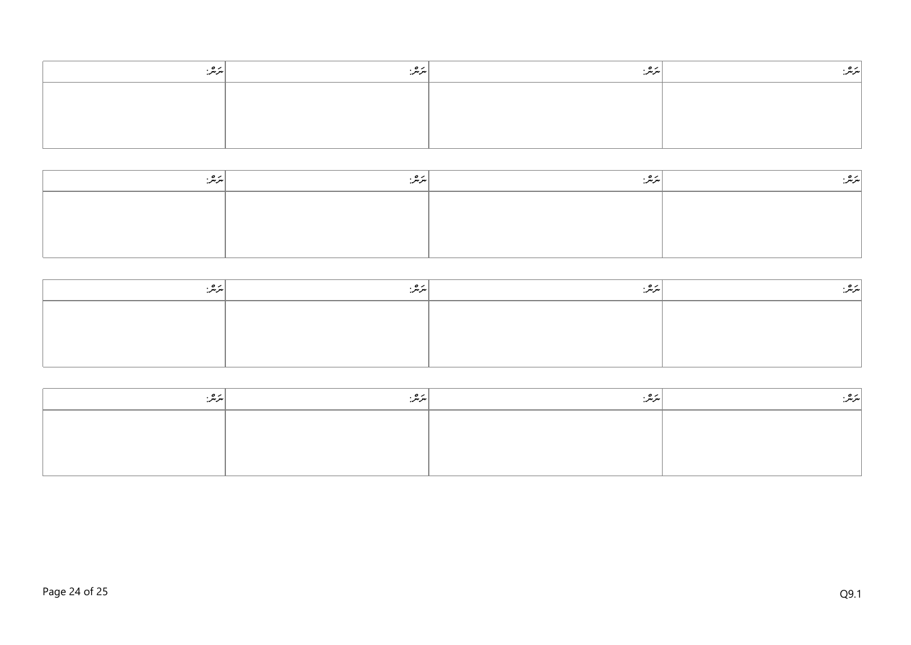| ނަރަދ: | ނަރަދ: | ނަރަދ: | ނަރަދ: |
| --- | --- | --- | --- |
| | | | |

| ނަރަދ: | ނަރަދ: | ނަރަދ: | ނަރަދ: |
| --- | --- | --- | --- |
| | | | |

| ނަރަދ: | ނަރަދ: | ނަރަދ: | ނަރަދ: |
| --- | --- | --- | --- |
| | | | |

| ނަރަދ: | ނަރަދ: | ނަރަދ: | ނަރަދ: |
| --- | --- | --- | --- |
| | | | |

Q9.1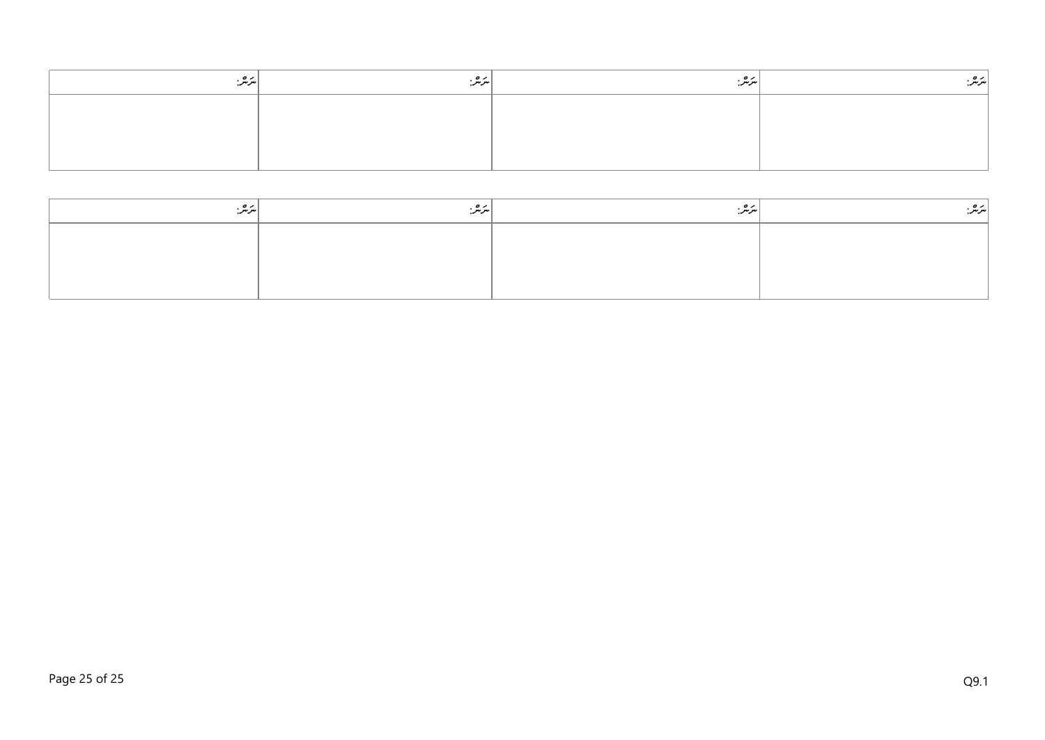| ނަރުދ: | ނަރުދ: | ނަރުދ: | ނަރުދ: |
| --- | --- | --- | --- |
| | | | |

| ނަރުދ: | ނަރުދ: | ނަރުދ: | ނަރުދ: |
| --- | --- | --- | --- |
| | | | |